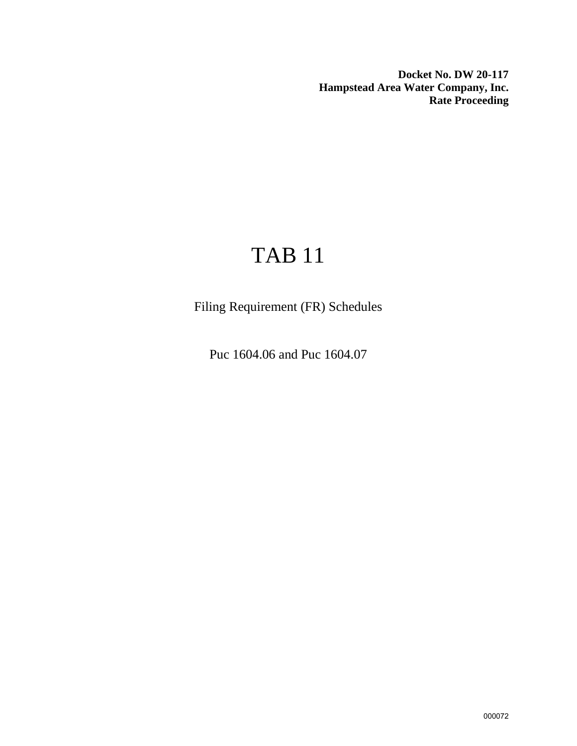**Docket No. DW 20-117**
**Hampstead Area Water Company, Inc.**
**Rate Proceeding**

# TAB 11

Filing Requirement (FR) Schedules

Puc 1604.06 and Puc 1604.07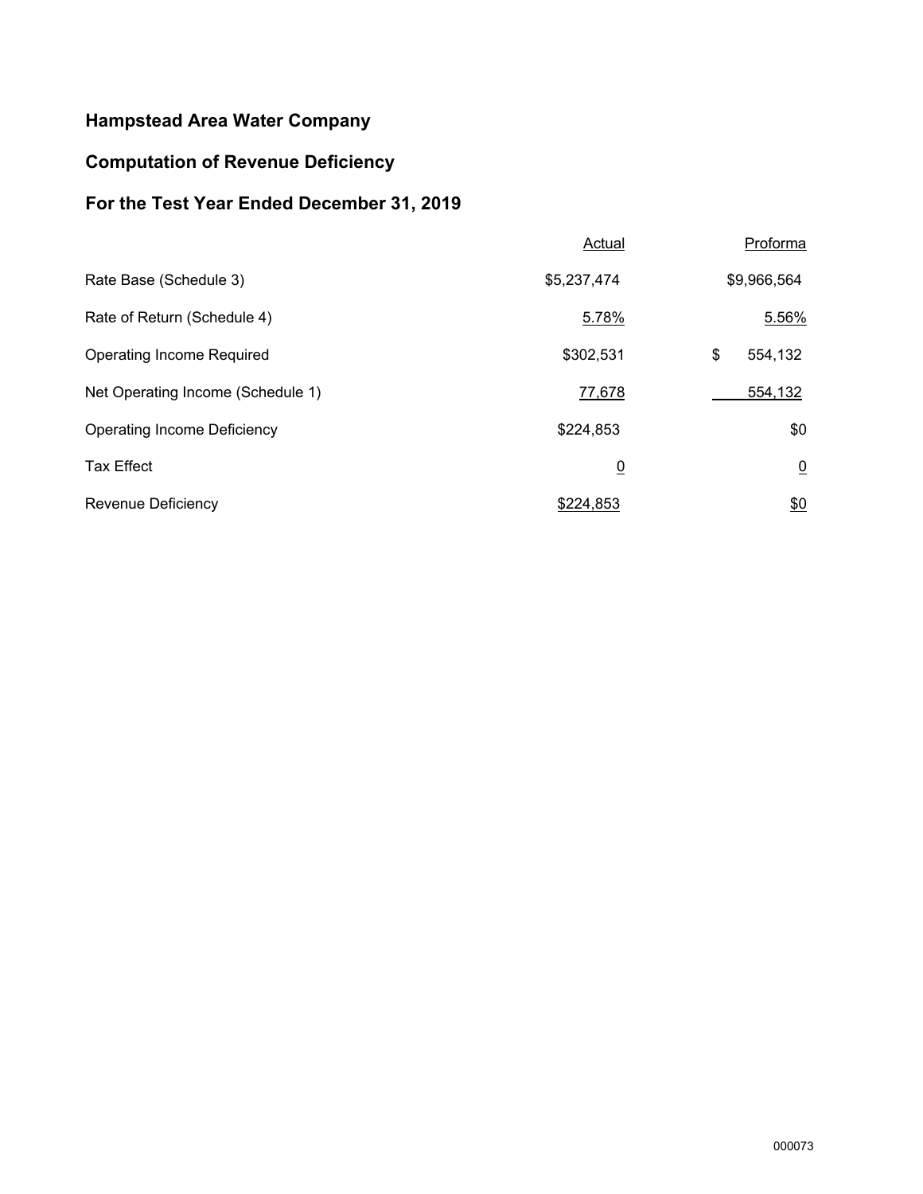## Hampstead Area Water Company

## Computation of Revenue Deficiency

## For the Test Year Ended December 31, 2019

| | Actual | Proforma |
|---|---|---|
| Rate Base (Schedule 3) | $5,237,474 | $9,966,564 |
| Rate of Return (Schedule 4) | 5.78% | 5.56% |
| Operating Income Required | $302,531 | $ 554,132 |
| Net Operating Income (Schedule 1) | 77,678 | 554,132 |
| Operating Income Deficiency | $224,853 | $0 |
| Tax Effect | 0 | 0 |
| Revenue Deficiency | $224,853 | $0 |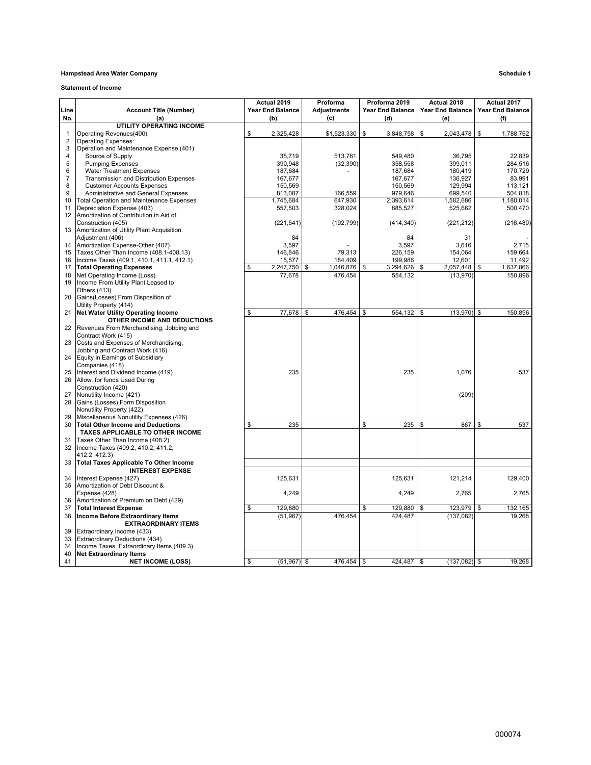**Hampstead Area Water Company** **Schedule 1**

**Statement of Income**

| Line No. | Account Title (Number) (a) | Actual 2019 Year End Balance (b) | Proforma Adjustments (c) | Proforma 2019 Year End Balance (d) | Actual 2018 Year End Balance (e) | Actual 2017 Year End Balance (f) |
|---|---|---|---|---|---|---|
| | **UTILITY OPERATING INCOME** | | | | | |
| 1 | Operating Revenues(400) | $ 2,325,428 | $1,523,330 | $ 3,848,758 | $ 2,043,478 | $ 1,788,762 |
| 2 | Operating Expenses: | | | | | |
| 3 | Operation and Maintenance Expense (401): | | | | | |
| 4 | Source of Supply | 35,719 | 513,761 | 549,480 | 36,795 | 22,839 |
| 5 | Pumping Expenses | 390,948 | (32,390) | 358,558 | 399,011 | 284,516 |
| 6 | Water Treatment Expenses | 187,684 | - | 187,684 | 180,419 | 170,729 |
| 7 | Transmission and Distribution Expenses | 167,677 | | 167,677 | 136,927 | 83,991 |
| 8 | Customer Accounts Expenses | 150,569 | | 150,569 | 129,994 | 113,121 |
| 9 | Administrative and General Expenses | 813,087 | 166,559 | 979,646 | 699,540 | 504,818 |
| 10 | Total Operation and Maintenance Expenses | 1,745,684 | 647,930 | 2,393,614 | 1,582,686 | 1,180,014 |
| 11 | Depreciation Expense (403) | 557,503 | 328,024 | 885,527 | 525,662 | 500,470 |
| 12 | Amortization of Contribution in Aid of Construction (405) | (221,541) | (192,799) | (414,340) | (221,212) | (216,489) |
| 13 | Amortization of Utility Plant Acquisition Adjustment (406) | 84 | | 84 | 31 | - |
| 14 | Amortization Expense-Other (407) | 3,597 | - | 3,597 | 3,616 | 2,715 |
| 15 | Taxes Other Than Income (408.1-408.13) | 146,846 | 79,313 | 226,159 | 154,064 | 159,664 |
| 16 | Income Taxes (409.1, 410.1, 411.1, 412.1) | 15,577 | 184,409 | 199,986 | 12,601 | 11,492 |
| 17 | **Total Operating Expenses** | $ 2,247,750 | $ 1,046,876 | $ 3,294,626 | $ 2,057,448 | $ 1,637,866 |
| 18 | Net Operating Income (Loss) | 77,678 | 476,454 | 554,132 | (13,970) | 150,896 |
| 19 | Income From Utility Plant Leased to Others (413) | | | | | |
| 20 | Gains(Losses) From Disposition of Utility Property (414) | | | | | |
| 21 | **Net Water Utility Operating Income** | $ 77,678 | $ 476,454 | $ 554,132 | $ (13,970) | $ 150,896 |
| | **OTHER INCOME AND DEDUCTIONS** | | | | | |
| 22 | Revenues From Merchandising, Jobbing and Contract Work (415) | | | | | |
| 23 | Costs and Expenses of Merchandising, Jobbing and Contract Work (416) | | | | | |
| 24 | Equity in Earnings of Subsidiary Companies (418) | | | | | |
| 25 | Interest and Dividend Income (419) | 235 | | 235 | 1,076 | 537 |
| 26 | Allow. for funds Used During Construction (420) | | | | | |
| 27 | Nonutility Income (421) | | | | (209) | |
| 28 | Gains (Losses) Form Disposition Nonutility Property (422) | | | | | |
| 29 | Miscellaneous Nonutility Expenses (426) | | | | | |
| 30 | **Total Other Income and Deductions** | $ 235 | | $ 235 | $ 867 | $ 537 |
| | **TAXES APPLICABLE TO OTHER INCOME** | | | | | |
| 31 | Taxes Other Than Income (408.2) | | | | | |
| 32 | Income Taxes (409.2, 410.2, 411.2, 412.2, 412.3) | | | | | |
| 33 | **Total Taxes Applicable To Other Income** | | | | | |
| | **INTEREST EXPENSE** | | | | | |
| 34 | Interest Expense (427) | 125,631 | | 125,631 | 121,214 | 129,400 |
| 35 | Amortization of Debt Discount & Expense (428) | 4,249 | | 4,249 | 2,765 | 2,765 |
| 36 | Amortization of Premium on Debt (429) | | | | | |
| 37 | **Total Interest Expense** | $ 129,880 | | $ 129,880 | $ 123,979 | $ 132,165 |
| 38 | **Income Before Extraordinary Items** | (51,967) | 476,454 | 424,487 | (137,082) | 19,268 |
| | **EXTRAORDINARY ITEMS** | | | | | |
| 39 | Extraordinary Income (433) | | | | | |
| 33 | Extraordinary Deductions (434) | | | | | |
| 34 | Income Taxes, Extraordinary Items (409.3) | | | | | |
| 40 | **Net Extraordinary Items** | | | | | |
| 41 | **NET INCOME (LOSS)** | $ (51,967) | $ 476,454 | $ 424,487 | $ (137,082) | $ 19,268 |

000074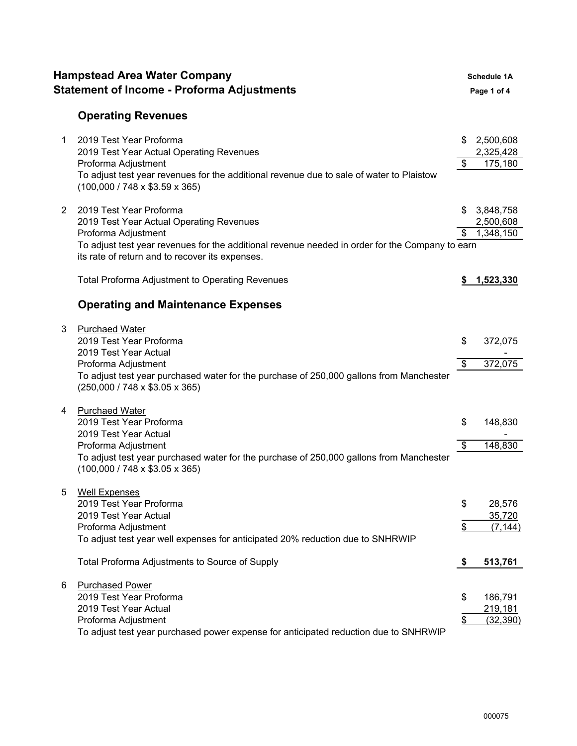# Hampstead Area Water Company
## Statement of Income - Proforma Adjustments

Schedule 1A

### Operating Revenues

| | | |
|---|---|---|
| 1 | 2019 Test Year Proforma | $ 2,500,608 |
| | 2019 Test Year Actual Operating Revenues | 2,325,428 |
| | Proforma Adjustment | $ 175,180 |
| | To adjust test year revenues for the additional revenue due to sale of water to Plaistow (100,000 / 748 x $3.59 x 365) | |
| 2 | 2019 Test Year Proforma | $ 3,848,758 |
| | 2019 Test Year Actual Operating Revenues | 2,500,608 |
| | Proforma Adjustment | $ 1,348,150 |
| | To adjust test year revenues for the additional revenue needed in order for the Company to earn its rate of return and to recover its expenses. | |
| | Total Proforma Adjustment to Operating Revenues | **$ 1,523,330** |

### Operating and Maintenance Expenses

| | | |
|---|---|---|
| 3 | Purchaed Water | |
| | 2019 Test Year Proforma | $ 372,075 |
| | 2019 Test Year Actual | - |
| | Proforma Adjustment | $ 372,075 |
| | To adjust test year purchased water for the purchase of 250,000 gallons from Manchester (250,000 / 748 x $3.05 x 365) | |
| 4 | Purchaed Water | |
| | 2019 Test Year Proforma | $ 148,830 |
| | 2019 Test Year Actual | - |
| | Proforma Adjustment | $ 148,830 |
| | To adjust test year purchased water for the purchase of 250,000 gallons from Manchester (100,000 / 748 x $3.05 x 365) | |
| 5 | Well Expenses | |
| | 2019 Test Year Proforma | $ 28,576 |
| | 2019 Test Year Actual | 35,720 |
| | Proforma Adjustment | $ (7,144) |
| | To adjust test year well expenses for anticipated 20% reduction due to SNHRWIP | |
| | Total Proforma Adjustments to Source of Supply | **$ 513,761** |
| 6 | Purchased Power | |
| | 2019 Test Year Proforma | $ 186,791 |
| | 2019 Test Year Actual | 219,181 |
| | Proforma Adjustment | $ (32,390) |
| | To adjust test year purchased power expense for anticipated reduction due to SNHRWIP | |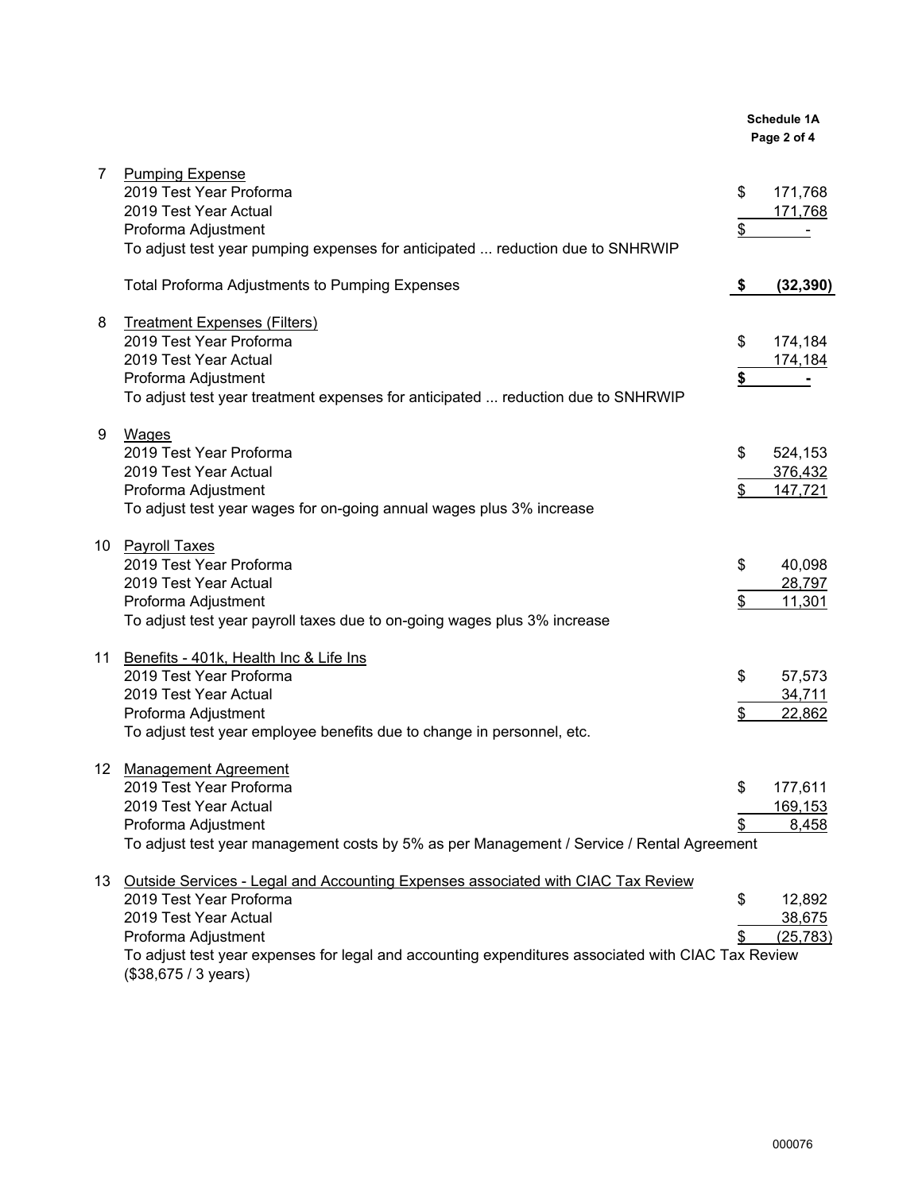**Schedule 1A**
**Page 2 of 4**

| | | | |
|---|---|---|---|
| 7 | <u>Pumping Expense</u> | | |
| | 2019 Test Year Proforma | $ | 171,768 |
| | 2019 Test Year Actual | | 171,768 |
| | Proforma Adjustment | $ | - |
| | To adjust test year pumping expenses for anticipated ... reduction due to SNHRWIP | | |
| | | | |
| | Total Proforma Adjustments to Pumping Expenses | **$** | **(32,390)** |
| | | | |
| 8 | <u>Treatment Expenses (Filters)</u> | | |
| | 2019 Test Year Proforma | $ | 174,184 |
| | 2019 Test Year Actual | | 174,184 |
| | Proforma Adjustment | **$** | **-** |
| | To adjust test year treatment expenses for anticipated ... reduction due to SNHRWIP | | |
| | | | |
| 9 | <u>Wages</u> | | |
| | 2019 Test Year Proforma | $ | 524,153 |
| | 2019 Test Year Actual | | 376,432 |
| | Proforma Adjustment | $ | 147,721 |
| | To adjust test year wages for on-going annual wages plus 3% increase | | |
| | | | |
| 10 | <u>Payroll Taxes</u> | | |
| | 2019 Test Year Proforma | $ | 40,098 |
| | 2019 Test Year Actual | | 28,797 |
| | Proforma Adjustment | $ | 11,301 |
| | To adjust test year payroll taxes due to on-going wages plus 3% increase | | |
| | | | |
| 11 | <u>Benefits - 401k, Health Inc & Life Ins</u> | | |
| | 2019 Test Year Proforma | $ | 57,573 |
| | 2019 Test Year Actual | | 34,711 |
| | Proforma Adjustment | $ | 22,862 |
| | To adjust test year employee benefits due to change in personnel, etc. | | |
| | | | |
| 12 | <u>Management Agreement</u> | | |
| | 2019 Test Year Proforma | $ | 177,611 |
| | 2019 Test Year Actual | | 169,153 |
| | Proforma Adjustment | $ | 8,458 |
| | To adjust test year management costs by 5% as per Management / Service / Rental Agreement | | |
| | | | |
| 13 | <u>Outside Services - Legal and Accounting Expenses associated with CIAC Tax Review</u> | | |
| | 2019 Test Year Proforma | $ | 12,892 |
| | 2019 Test Year Actual | | 38,675 |
| | Proforma Adjustment | $ | (25,783) |
| | To adjust test year expenses for legal and accounting expenditures associated with CIAC Tax Review ($38,675 / 3 years) | | |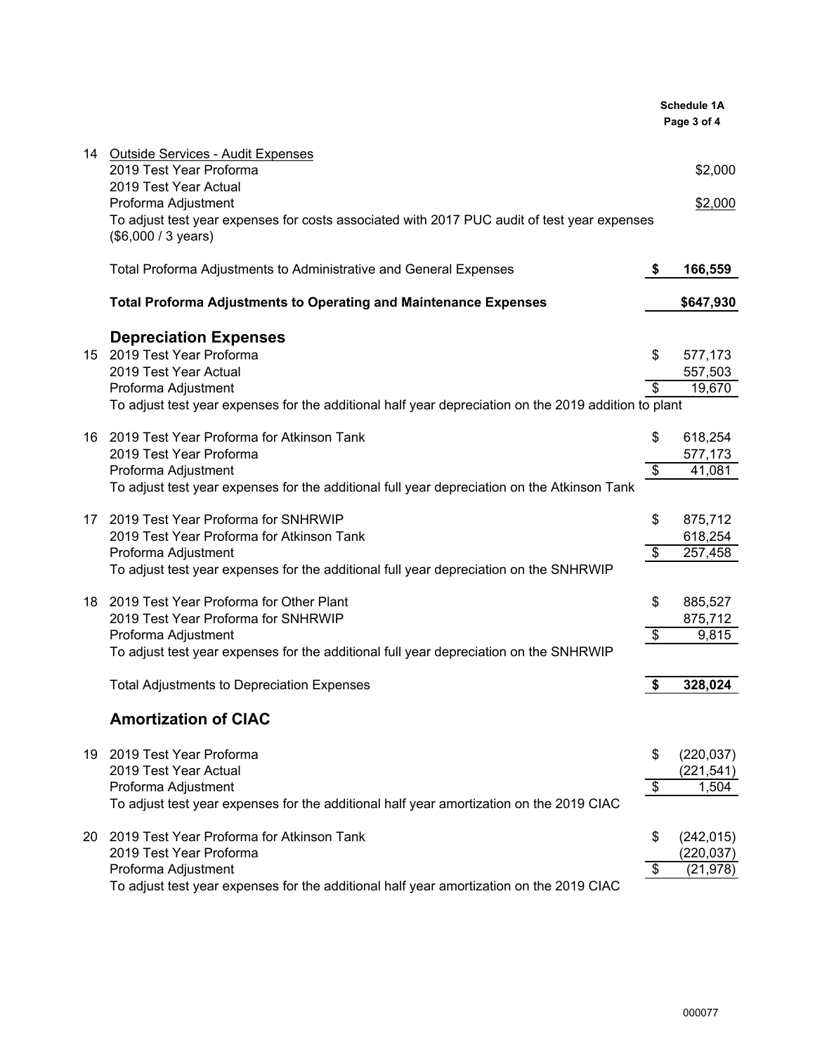**Schedule 1A**

| | | | |
|---|---|---|---|
| 14 | Outside Services - Audit Expenses | | |
| | 2019 Test Year Proforma | | $2,000 |
| | 2019 Test Year Actual | | |
| | Proforma Adjustment | | $2,000 |
| | To adjust test year expenses for costs associated with 2017 PUC audit of test year expenses ($6,000 / 3 years) | | |
| | Total Proforma Adjustments to Administrative and General Expenses | **$** | **166,559** |
| | **Total Proforma Adjustments to Operating and Maintenance Expenses** | | **$647,930** |
| | **Depreciation Expenses** | | |
| 15 | 2019 Test Year Proforma | $ | 577,173 |
| | 2019 Test Year Actual | | 557,503 |
| | Proforma Adjustment | $ | 19,670 |
| | To adjust test year expenses for the additional half year depreciation on the 2019 addition to plant | | |
| 16 | 2019 Test Year Proforma for Atkinson Tank | $ | 618,254 |
| | 2019 Test Year Proforma | | 577,173 |
| | Proforma Adjustment | $ | 41,081 |
| | To adjust test year expenses for the additional full year depreciation on the Atkinson Tank | | |
| 17 | 2019 Test Year Proforma for SNHRWIP | $ | 875,712 |
| | 2019 Test Year Proforma for Atkinson Tank | | 618,254 |
| | Proforma Adjustment | $ | 257,458 |
| | To adjust test year expenses for the additional full year depreciation on the SNHRWIP | | |
| 18 | 2019 Test Year Proforma for Other Plant | $ | 885,527 |
| | 2019 Test Year Proforma for SNHRWIP | | 875,712 |
| | Proforma Adjustment | $ | 9,815 |
| | To adjust test year expenses for the additional full year depreciation on the SNHRWIP | | |
| | Total Adjustments to Depreciation Expenses | **$** | **328,024** |
| | **Amortization of CIAC** | | |
| 19 | 2019 Test Year Proforma | $ | (220,037) |
| | 2019 Test Year Actual | | (221,541) |
| | Proforma Adjustment | $ | 1,504 |
| | To adjust test year expenses for the additional half year amortization on the 2019 CIAC | | |
| 20 | 2019 Test Year Proforma for Atkinson Tank | $ | (242,015) |
| | 2019 Test Year Proforma | | (220,037) |
| | Proforma Adjustment | $ | (21,978) |
| | To adjust test year expenses for the additional half year amortization on the 2019 CIAC | | |

000077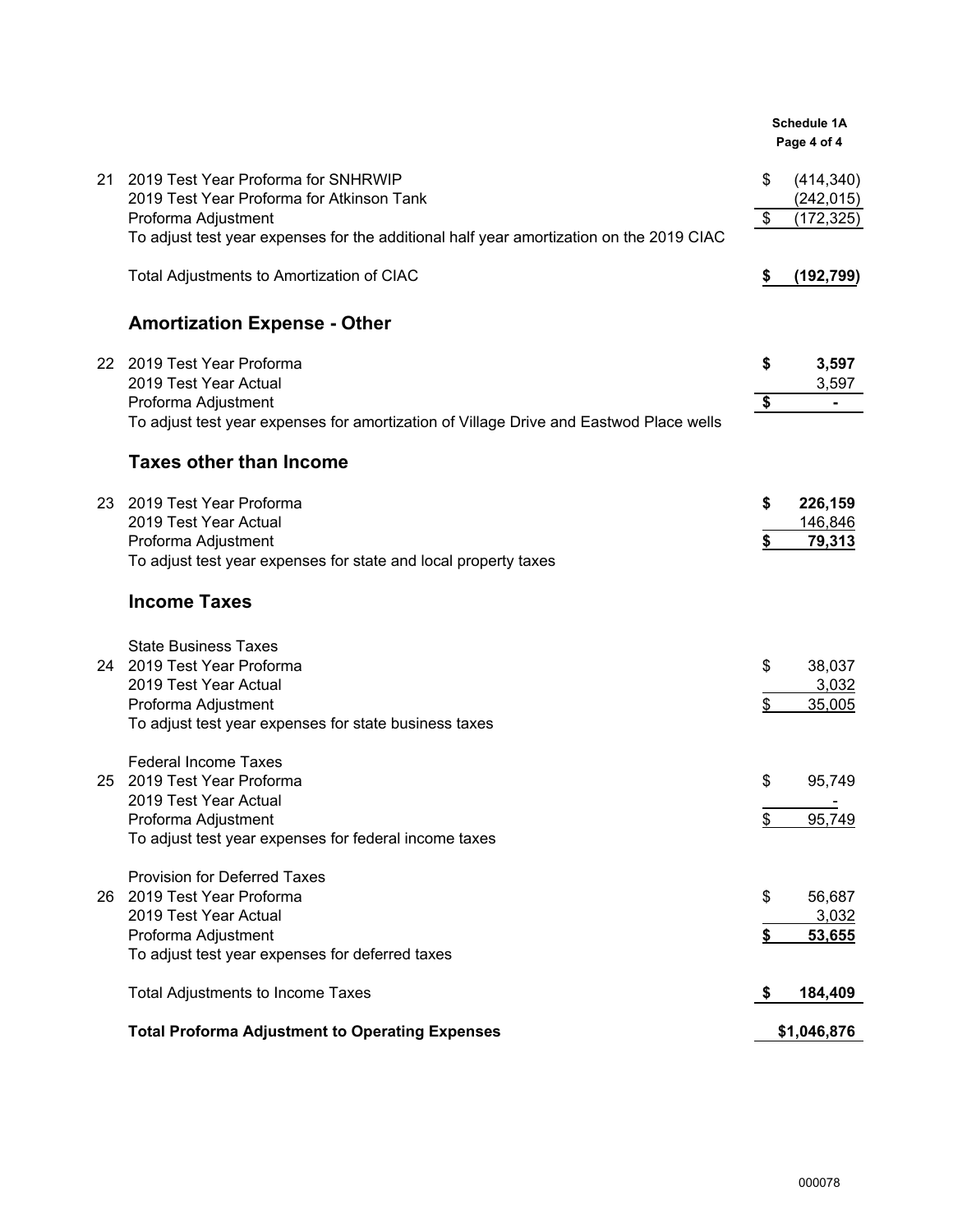**Schedule 1A**
**Page 4 of 4**

| | | | |
|---|---|---|---|
| 21 | 2019 Test Year Proforma for SNHRWIP | $ | (414,340) |
| | 2019 Test Year Proforma for Atkinson Tank | | (242,015) |
| | Proforma Adjustment | $ | (172,325) |
| | To adjust test year expenses for the additional half year amortization on the 2019 CIAC | | |
| | Total Adjustments to Amortization of CIAC | **$** | **(192,799)** |

## Amortization Expense - Other

| | | | |
|---|---|---|---|
| 22 | 2019 Test Year Proforma | **$** | **3,597** |
| | 2019 Test Year Actual | | 3,597 |
| | Proforma Adjustment | **$** | **-** |
| | To adjust test year expenses for amortization of Village Drive and Eastwod Place wells | | |

## Taxes other than Income

| | | | |
|---|---|---|---|
| 23 | 2019 Test Year Proforma | **$** | **226,159** |
| | 2019 Test Year Actual | | 146,846 |
| | Proforma Adjustment | **$** | **79,313** |
| | To adjust test year expenses for state and local property taxes | | |

## Income Taxes

| | | | |
|---|---|---|---|
| | State Business Taxes | | |
| 24 | 2019 Test Year Proforma | $ | 38,037 |
| | 2019 Test Year Actual | | 3,032 |
| | Proforma Adjustment | $ | 35,005 |
| | To adjust test year expenses for state business taxes | | |
| | Federal Income Taxes | | |
| 25 | 2019 Test Year Proforma | $ | 95,749 |
| | 2019 Test Year Actual | | - |
| | Proforma Adjustment | $ | 95,749 |
| | To adjust test year expenses for federal income taxes | | |
| | Provision for Deferred Taxes | | |
| 26 | 2019 Test Year Proforma | $ | 56,687 |
| | 2019 Test Year Actual | | 3,032 |
| | Proforma Adjustment | **$** | **53,655** |
| | To adjust test year expenses for deferred taxes | | |
| | Total Adjustments to Income Taxes | **$** | **184,409** |
| | **Total Proforma Adjustment to Operating Expenses** | | **$1,046,876** |

000078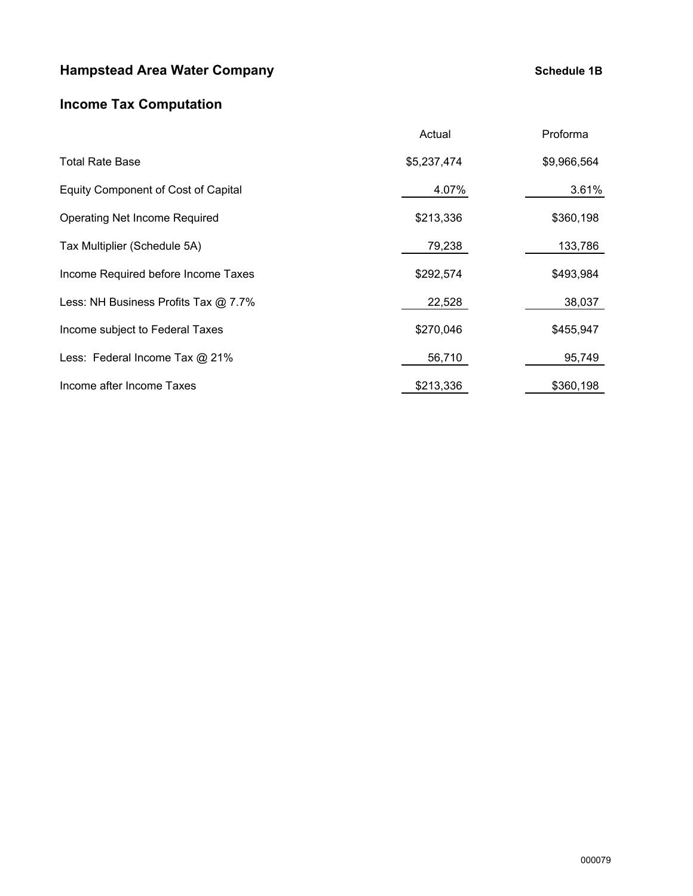# Hampstead Area Water Company

**Schedule 1B**

## Income Tax Computation

| | Actual | Proforma |
|---|---|---|
| Total Rate Base | $5,237,474 | $9,966,564 |
| Equity Component of Cost of Capital | 4.07% | 3.61% |
| Operating Net Income Required | $213,336 | $360,198 |
| Tax Multiplier (Schedule 5A) | 79,238 | 133,786 |
| Income Required before Income Taxes | $292,574 | $493,984 |
| Less: NH Business Profits Tax @ 7.7% | 22,528 | 38,037 |
| Income subject to Federal Taxes | $270,046 | $455,947 |
| Less: Federal Income Tax @ 21% | 56,710 | 95,749 |
| Income after Income Taxes | $213,336 | $360,198 |

000079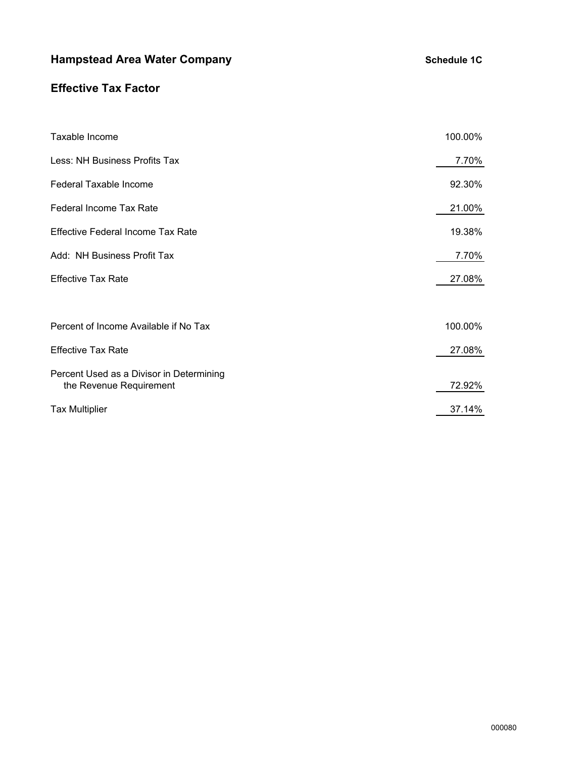# Hampstead Area Water Company

**Schedule 1C**

## Effective Tax Factor

| | |
|---|---:|
| Taxable Income | 100.00% |
| Less: NH Business Profits Tax | 7.70% |
| Federal Taxable Income | 92.30% |
| Federal Income Tax Rate | 21.00% |
| Effective Federal Income Tax Rate | 19.38% |
| Add: NH Business Profit Tax | 7.70% |
| Effective Tax Rate | 27.08% |

| | |
|---|---:|
| Percent of Income Available if No Tax | 100.00% |
| Effective Tax Rate | 27.08% |
| Percent Used as a Divisor in Determining the Revenue Requirement | 72.92% |
| Tax Multiplier | 37.14% |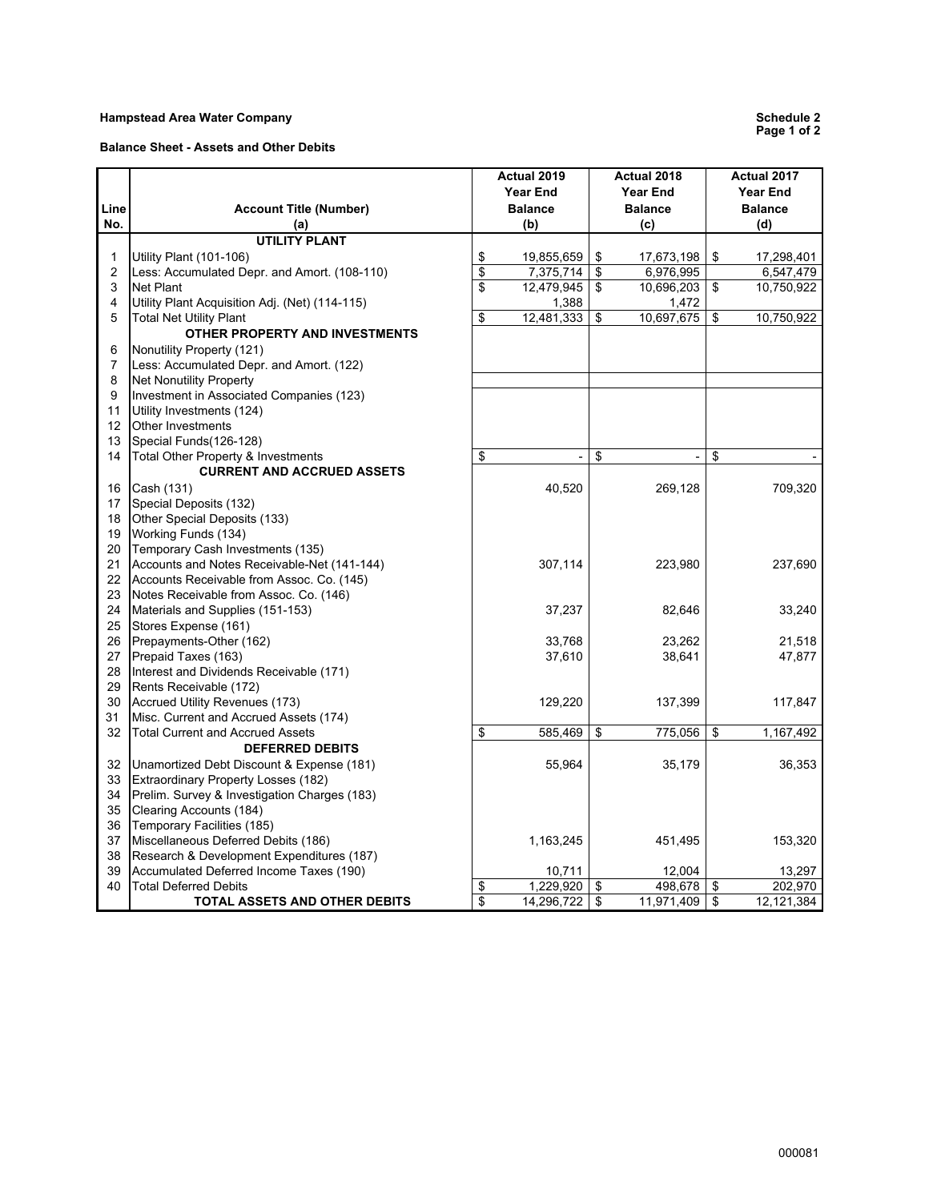**Hampstead Area Water Company**

**Schedule 2**
**Page 1 of 2**

**Balance Sheet - Assets and Other Debits**

| Line No. | Account Title (Number) (a) | Actual 2019 Year End Balance (b) | Actual 2018 Year End Balance (c) | Actual 2017 Year End Balance (d) |
|---|---|---|---|---|
| | **UTILITY PLANT** | | | |
| 1 | Utility Plant (101-106) | $ 19,855,659 | $ 17,673,198 | $ 17,298,401 |
| 2 | Less: Accumulated Depr. and Amort. (108-110) | $ 7,375,714 | $ 6,976,995 | 6,547,479 |
| 3 | Net Plant | $ 12,479,945 | $ 10,696,203 | $ 10,750,922 |
| 4 | Utility Plant Acquisition Adj. (Net) (114-115) | 1,388 | 1,472 | |
| 5 | Total Net Utility Plant | $ 12,481,333 | $ 10,697,675 | $ 10,750,922 |
| | **OTHER PROPERTY AND INVESTMENTS** | | | |
| 6 | Nonutility Property (121) | | | |
| 7 | Less: Accumulated Depr. and Amort. (122) | | | |
| 8 | Net Nonutility Property | | | |
| 9 | Investment in Associated Companies (123) | | | |
| 11 | Utility Investments (124) | | | |
| 12 | Other Investments | | | |
| 13 | Special Funds(126-128) | | | |
| 14 | Total Other Property & Investments | $ - | $ - | $ - |
| | **CURRENT AND ACCRUED ASSETS** | | | |
| 16 | Cash (131) | 40,520 | 269,128 | 709,320 |
| 17 | Special Deposits (132) | | | |
| 18 | Other Special Deposits (133) | | | |
| 19 | Working Funds (134) | | | |
| 20 | Temporary Cash Investments (135) | | | |
| 21 | Accounts and Notes Receivable-Net (141-144) | 307,114 | 223,980 | 237,690 |
| 22 | Accounts Receivable from Assoc. Co. (145) | | | |
| 23 | Notes Receivable from Assoc. Co. (146) | | | |
| 24 | Materials and Supplies (151-153) | 37,237 | 82,646 | 33,240 |
| 25 | Stores Expense (161) | | | |
| 26 | Prepayments-Other (162) | 33,768 | 23,262 | 21,518 |
| 27 | Prepaid Taxes (163) | 37,610 | 38,641 | 47,877 |
| 28 | Interest and Dividends Receivable (171) | | | |
| 29 | Rents Receivable (172) | | | |
| 30 | Accrued Utility Revenues (173) | 129,220 | 137,399 | 117,847 |
| 31 | Misc. Current and Accrued Assets (174) | | | |
| 32 | Total Current and Accrued Assets | $ 585,469 | $ 775,056 | $ 1,167,492 |
| | **DEFERRED DEBITS** | | | |
| 32 | Unamortized Debt Discount & Expense (181) | 55,964 | 35,179 | 36,353 |
| 33 | Extraordinary Property Losses (182) | | | |
| 34 | Prelim. Survey & Investigation Charges (183) | | | |
| 35 | Clearing Accounts (184) | | | |
| 36 | Temporary Facilities (185) | | | |
| 37 | Miscellaneous Deferred Debits (186) | 1,163,245 | 451,495 | 153,320 |
| 38 | Research & Development Expenditures (187) | | | |
| 39 | Accumulated Deferred Income Taxes (190) | 10,711 | 12,004 | 13,297 |
| 40 | Total Deferred Debits | $ 1,229,920 | $ 498,678 | $ 202,970 |
| | **TOTAL ASSETS AND OTHER DEBITS** | $ 14,296,722 | $ 11,971,409 | $ 12,121,384 |

000081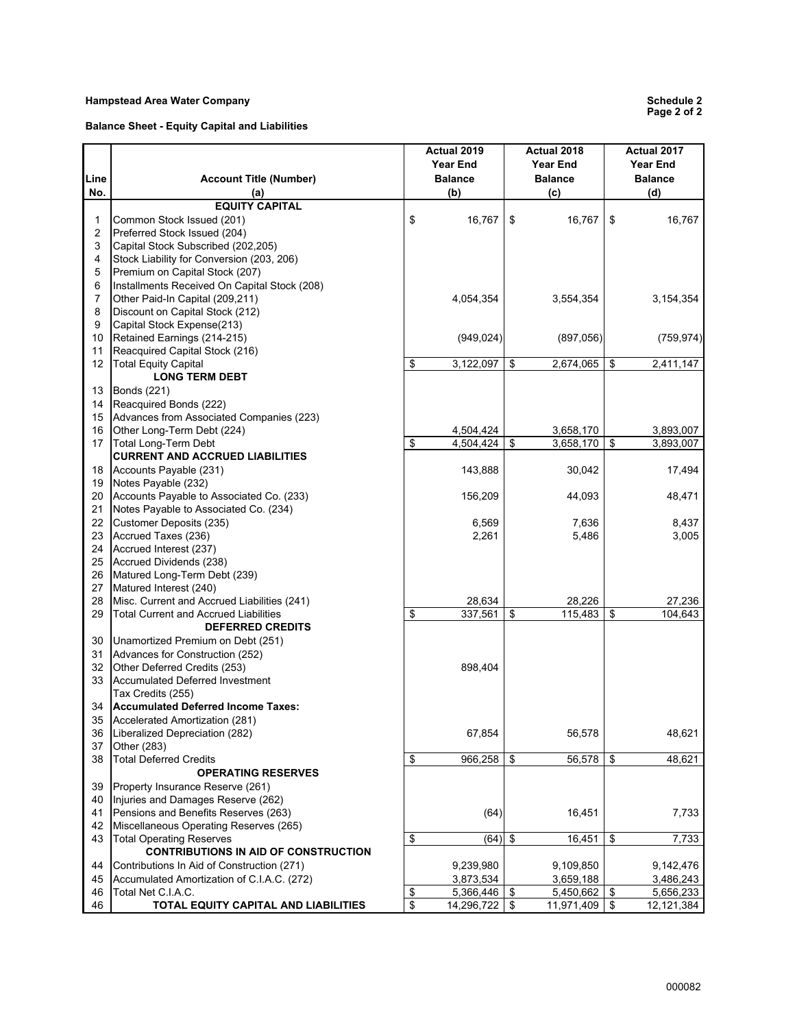**Hampstead Area Water Company**

**Schedule 2**
**Page 2 of 2**

**Balance Sheet - Equity Capital and Liabilities**

| Line No. | Account Title (Number) (a) | Actual 2019 Year End Balance (b) | Actual 2018 Year End Balance (c) | Actual 2017 Year End Balance (d) |
|---|---|---|---|---|
| | **EQUITY CAPITAL** | | | |
| 1 | Common Stock Issued (201) | $ 16,767 | $ 16,767 | $ 16,767 |
| 2 | Preferred Stock Issued (204) | | | |
| 3 | Capital Stock Subscribed (202,205) | | | |
| 4 | Stock Liability for Conversion (203, 206) | | | |
| 5 | Premium on Capital Stock (207) | | | |
| 6 | Installments Received On Capital Stock (208) | | | |
| 7 | Other Paid-In Capital (209,211) | 4,054,354 | 3,554,354 | 3,154,354 |
| 8 | Discount on Capital Stock (212) | | | |
| 9 | Capital Stock Expense(213) | | | |
| 10 | Retained Earnings (214-215) | (949,024) | (897,056) | (759,974) |
| 11 | Reacquired Capital Stock (216) | | | |
| 12 | Total Equity Capital | $ 3,122,097 | $ 2,674,065 | $ 2,411,147 |
| | **LONG TERM DEBT** | | | |
| 13 | Bonds (221) | | | |
| 14 | Reacquired Bonds (222) | | | |
| 15 | Advances from Associated Companies (223) | | | |
| 16 | Other Long-Term Debt (224) | 4,504,424 | 3,658,170 | 3,893,007 |
| 17 | Total Long-Term Debt | $ 4,504,424 | $ 3,658,170 | $ 3,893,007 |
| | **CURRENT AND ACCRUED LIABILITIES** | | | |
| 18 | Accounts Payable (231) | 143,888 | 30,042 | 17,494 |
| 19 | Notes Payable (232) | | | |
| 20 | Accounts Payable to Associated Co. (233) | 156,209 | 44,093 | 48,471 |
| 21 | Notes Payable to Associated Co. (234) | | | |
| 22 | Customer Deposits (235) | 6,569 | 7,636 | 8,437 |
| 23 | Accrued Taxes (236) | 2,261 | 5,486 | 3,005 |
| 24 | Accrued Interest (237) | | | |
| 25 | Accrued Dividends (238) | | | |
| 26 | Matured Long-Term Debt (239) | | | |
| 27 | Matured Interest (240) | | | |
| 28 | Misc. Current and Accrued Liabilities (241) | 28,634 | 28,226 | 27,236 |
| 29 | Total Current and Accrued Liabilities | $ 337,561 | $ 115,483 | $ 104,643 |
| | **DEFERRED CREDITS** | | | |
| 30 | Unamortized Premium on Debt (251) | | | |
| 31 | Advances for Construction (252) | | | |
| 32 | Other Deferred Credits (253) | 898,404 | | |
| 33 | Accumulated Deferred Investment Tax Credits (255) | | | |
| 34 | **Accumulated Deferred Income Taxes:** | | | |
| 35 | Accelerated Amortization (281) | | | |
| 36 | Liberalized Depreciation (282) | 67,854 | 56,578 | 48,621 |
| 37 | Other (283) | | | |
| 38 | Total Deferred Credits | $ 966,258 | $ 56,578 | $ 48,621 |
| | **OPERATING RESERVES** | | | |
| 39 | Property Insurance Reserve (261) | | | |
| 40 | Injuries and Damages Reserve (262) | | | |
| 41 | Pensions and Benefits Reserves (263) | (64) | 16,451 | 7,733 |
| 42 | Miscellaneous Operating Reserves (265) | | | |
| 43 | Total Operating Reserves | $ (64) | $ 16,451 | $ 7,733 |
| | **CONTRIBUTIONS IN AID OF CONSTRUCTION** | | | |
| 44 | Contributions In Aid of Construction (271) | 9,239,980 | 9,109,850 | 9,142,476 |
| 45 | Accumulated Amortization of C.I.A.C. (272) | 3,873,534 | 3,659,188 | 3,486,243 |
| 46 | Total Net C.I.A.C. | $ 5,366,446 | $ 5,450,662 | $ 5,656,233 |
| 46 | **TOTAL EQUITY CAPITAL AND LIABILITIES** | $ 14,296,722 | $ 11,971,409 | $ 12,121,384 |

000082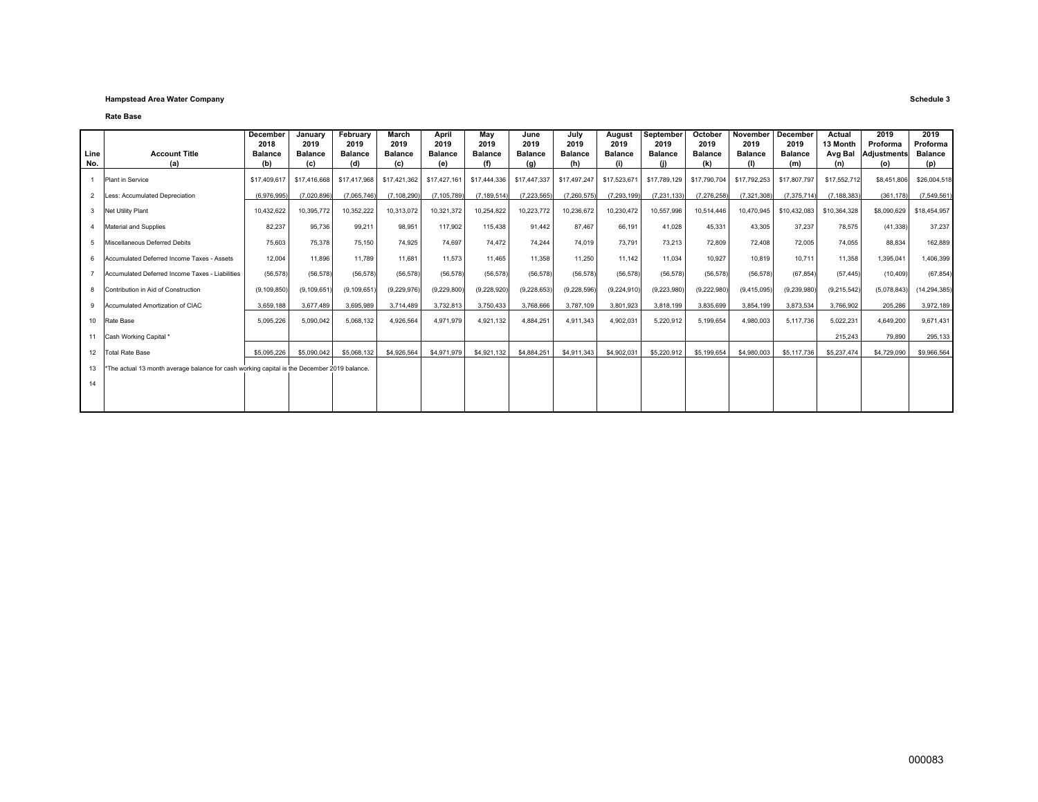**Hampstead Area Water Company**

**Schedule 3**

**Rate Base**

| Line No. | Account Title (a) | December 2018 Balance (b) | January 2019 Balance (c) | February 2019 Balance (d) | March 2019 Balance (c) | April 2019 Balance (e) | May 2019 Balance (f) | June 2019 Balance (g) | July 2019 Balance (h) | August 2019 Balance (i) | September 2019 Balance (j) | October 2019 Balance (k) | November 2019 Balance (l) | December 2019 Balance (m) | Actual 13 Month Avg Bal (n) | 2019 Proforma Adjustments (o) | 2019 Proforma Balance (p) |
|---|---|---|---|---|---|---|---|---|---|---|---|---|---|---|---|---|---|
| 1 | Plant in Service | $17,409,617 | $17,416,668 | $17,417,968 | $17,421,362 | $17,427,161 | $17,444,336 | $17,447,337 | $17,497,247 | $17,523,671 | $17,789,129 | $17,790,704 | $17,792,253 | $17,807,797 | $17,552,712 | $8,451,806 | $26,004,518 |
| 2 | Less: Accumulated Depreciation | (6,976,995) | (7,020,896) | (7,065,746) | (7,108,290) | (7,105,789) | (7,189,514) | (7,223,565) | (7,260,575) | (7,293,199) | (7,231,133) | (7,276,258) | (7,321,308) | (7,375,714) | (7,188,383) | (361,178) | (7,549,561) |
| 3 | Net Utility Plant | 10,432,622 | 10,395,772 | 10,352,222 | 10,313,072 | 10,321,372 | 10,254,822 | 10,223,772 | 10,236,672 | 10,230,472 | 10,557,996 | 10,514,446 | 10,470,945 | $10,432,083 | $10,364,328 | $8,090,629 | $18,454,957 |
| 4 | Material and Supplies | 82,237 | 95,736 | 99,211 | 98,951 | 117,902 | 115,438 | 91,442 | 87,467 | 66,191 | 41,028 | 45,331 | 43,305 | 37,237 | 78,575 | (41,338) | 37,237 |
| 5 | Miscellaneous Deferred Debits | 75,603 | 75,378 | 75,150 | 74,925 | 74,697 | 74,472 | 74,244 | 74,019 | 73,791 | 73,213 | 72,809 | 72,408 | 72,005 | 74,055 | 88,834 | 162,889 |
| 6 | Accumulated Deferred Income Taxes - Assets | 12,004 | 11,896 | 11,789 | 11,681 | 11,573 | 11,465 | 11,358 | 11,250 | 11,142 | 11,034 | 10,927 | 10,819 | 10,711 | 11,358 | 1,395,041 | 1,406,399 |
| 7 | Accumulated Deferred Income Taxes - Liabilities | (56,578) | (56,578) | (56,578) | (56,578) | (56,578) | (56,578) | (56,578) | (56,578) | (56,578) | (56,578) | (56,578) | (56,578) | (67,854) | (57,445) | (10,409) | (67,854) |
| 8 | Contribution in Aid of Construction | (9,109,850) | (9,109,651) | (9,109,651) | (9,229,976) | (9,229,800) | (9,228,920) | (9,228,653) | (9,228,596) | (9,224,910) | (9,223,980) | (9,222,980) | (9,415,095) | (9,239,980) | (9,215,542) | (5,078,843) | (14,294,385) |
| 9 | Accumulated Amortization of CIAC | 3,659,188 | 3,677,489 | 3,695,989 | 3,714,489 | 3,732,813 | 3,750,433 | 3,768,666 | 3,787,109 | 3,801,923 | 3,818,199 | 3,835,699 | 3,854,199 | 3,873,534 | 3,766,902 | 205,286 | 3,972,189 |
| 10 | Rate Base | 5,095,226 | 5,090,042 | 5,068,132 | 4,926,564 | 4,971,979 | 4,921,132 | 4,884,251 | 4,911,343 | 4,902,031 | 5,220,912 | 5,199,654 | 4,980,003 | 5,117,736 | 5,022,231 | 4,649,200 | 9,671,431 |
| 11 | Cash Working Capital * | | | | | | | | | | | | | | 215,243 | 79,890 | 295,133 |
| 12 | Total Rate Base | $5,095,226 | $5,090,042 | $5,068,132 | $4,926,564 | $4,971,979 | $4,921,132 | $4,884,251 | $4,911,343 | $4,902,031 | $5,220,912 | $5,199,654 | $4,980,003 | $5,117,736 | $5,237,474 | $4,729,090 | $9,966,564 |
| 13 | *The actual 13 month average balance for cash working capital is the December 2019 balance. | | | | | | | | | | | | | | | | |
| 14 | | | | | | | | | | | | | | | | | |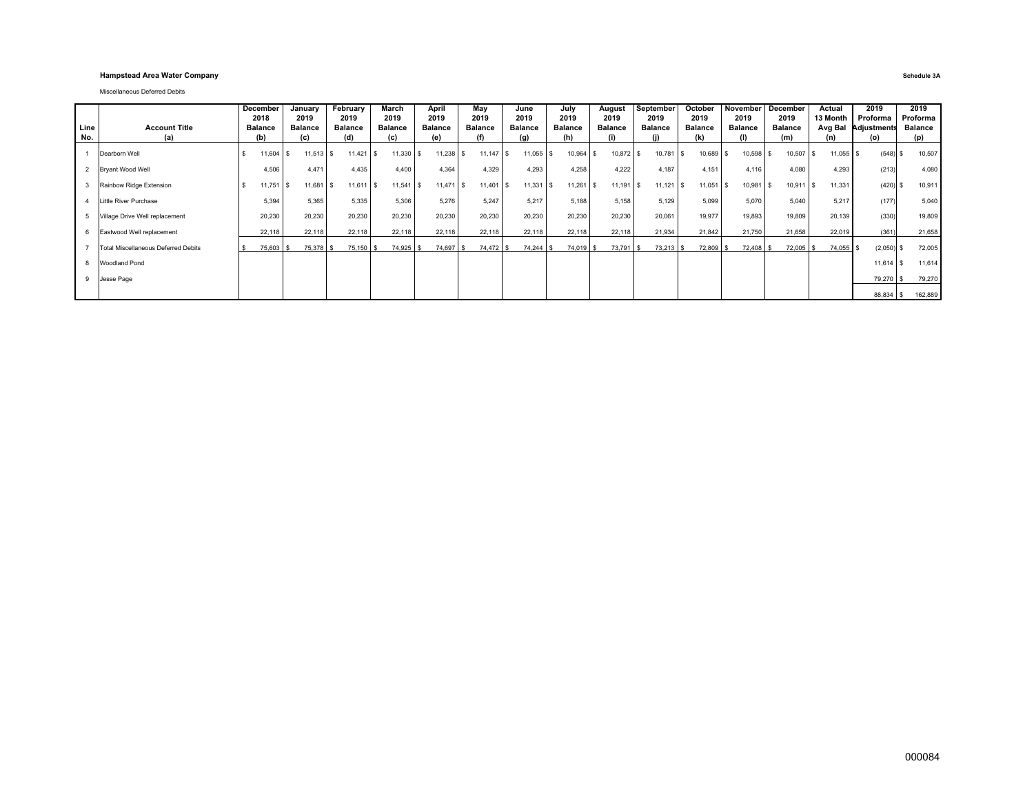**Hampstead Area Water Company**

**Schedule 3A**

Miscellaneous Deferred Debits

| Line No. | Account Title (a) | December 2018 Balance (b) | January 2019 Balance (c) | February 2019 Balance (d) | March 2019 Balance (c) | April 2019 Balance (e) | May 2019 Balance (f) | June 2019 Balance (g) | July 2019 Balance (h) | August 2019 Balance (i) | September 2019 Balance (j) | October 2019 Balance (k) | November 2019 Balance (l) | December 2019 Balance (m) | Actual 13 Month Avg Bal (n) | 2019 Proforma Adjustments (o) | 2019 Proforma Balance (p) |
|---|---|---|---|---|---|---|---|---|---|---|---|---|---|---|---|---|---|
| 1 | Dearborn Well | $ 11,604 | $ 11,513 | $ 11,421 | $ 11,330 | $ 11,238 | $ 11,147 | $ 11,055 | $ 10,964 | $ 10,872 | $ 10,781 | $ 10,689 | $ 10,598 | $ 10,507 | $ 11,055 | $ (548) | $ 10,507 |
| 2 | Bryant Wood Well | 4,506 | 4,471 | 4,435 | 4,400 | 4,364 | 4,329 | 4,293 | 4,258 | 4,222 | 4,187 | 4,151 | 4,116 | 4,080 | 4,293 | (213) | 4,080 |
| 3 | Rainbow Ridge Extension | $ 11,751 | $ 11,681 | $ 11,611 | $ 11,541 | $ 11,471 | $ 11,401 | $ 11,331 | $ 11,261 | $ 11,191 | $ 11,121 | $ 11,051 | $ 10,981 | $ 10,911 | $ 11,331 | (420) | $ 10,911 |
| 4 | Little River Purchase | 5,394 | 5,365 | 5,335 | 5,306 | 5,276 | 5,247 | 5,217 | 5,188 | 5,158 | 5,129 | 5,099 | 5,070 | 5,040 | 5,217 | (177) | 5,040 |
| 5 | Village Drive Well replacement | 20,230 | 20,230 | 20,230 | 20,230 | 20,230 | 20,230 | 20,230 | 20,230 | 20,230 | 20,061 | 19,977 | 19,893 | 19,809 | 20,139 | (330) | 19,809 |
| 6 | Eastwood Well replacement | 22,118 | 22,118 | 22,118 | 22,118 | 22,118 | 22,118 | 22,118 | 22,118 | 22,118 | 21,934 | 21,842 | 21,750 | 21,658 | 22,019 | (361) | 21,658 |
| 7 | Total Miscellaneous Deferred Debits | $ 75,603 | $ 75,378 | $ 75,150 | $ 74,925 | $ 74,697 | $ 74,472 | $ 74,244 | $ 74,019 | $ 73,791 | $ 73,213 | $ 72,809 | $ 72,408 | $ 72,005 | $ 74,055 | $ (2,050) | $ 72,005 |
| 8 | Woodland Pond | | | | | | | | | | | | | | | 11,614 | $ 11,614 |
| 9 | Jesse Page | | | | | | | | | | | | | | | 79,270 | $ 79,270 |
| | | | | | | | | | | | | | | | | 88,834 | $ 162,889 |

000084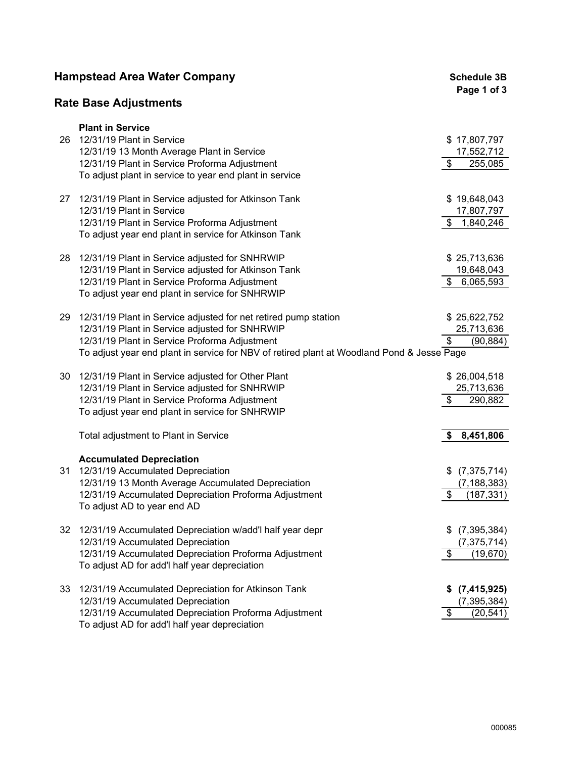## Hampstead Area Water Company

**Schedule 3B**
**Page 1 of 3**

## Rate Base Adjustments

| | | |
|---|---|---|
| | **Plant in Service** | |
| 26 | 12/31/19 Plant in Service | $ 17,807,797 |
| | 12/31/19 13 Month Average Plant in Service | 17,552,712 |
| | 12/31/19 Plant in Service Proforma Adjustment | $ 255,085 |
| | To adjust plant in service to year end plant in service | |
| 27 | 12/31/19 Plant in Service adjusted for Atkinson Tank | $ 19,648,043 |
| | 12/31/19 Plant in Service | 17,807,797 |
| | 12/31/19 Plant in Service Proforma Adjustment | $ 1,840,246 |
| | To adjust year end plant in service for Atkinson Tank | |
| 28 | 12/31/19 Plant in Service adjusted for SNHRWIP | $ 25,713,636 |
| | 12/31/19 Plant in Service adjusted for Atkinson Tank | 19,648,043 |
| | 12/31/19 Plant in Service Proforma Adjustment | $ 6,065,593 |
| | To adjust year end plant in service for SNHRWIP | |
| 29 | 12/31/19 Plant in Service adjusted for net retired pump station | $ 25,622,752 |
| | 12/31/19 Plant in Service adjusted for SNHRWIP | 25,713,636 |
| | 12/31/19 Plant in Service Proforma Adjustment | $ (90,884) |
| | To adjust year end plant in service for NBV of retired plant at Woodland Pond & Jesse Page | |
| 30 | 12/31/19 Plant in Service adjusted for Other Plant | $ 26,004,518 |
| | 12/31/19 Plant in Service adjusted for SNHRWIP | 25,713,636 |
| | 12/31/19 Plant in Service Proforma Adjustment | $ 290,882 |
| | To adjust year end plant in service for SNHRWIP | |
| | Total adjustment to Plant in Service | **$ 8,451,806** |
| | **Accumulated Depreciation** | |
| 31 | 12/31/19 Accumulated Depreciation | $ (7,375,714) |
| | 12/31/19 13 Month Average Accumulated Depreciation | (7,188,383) |
| | 12/31/19 Accumulated Depreciation Proforma Adjustment | $ (187,331) |
| | To adjust AD to year end AD | |
| 32 | 12/31/19 Accumulated Depreciation w/add'l half year depr | $ (7,395,384) |
| | 12/31/19 Accumulated Depreciation | (7,375,714) |
| | 12/31/19 Accumulated Depreciation Proforma Adjustment | $ (19,670) |
| | To adjust AD for add'l half year depreciation | |
| 33 | 12/31/19 Accumulated Depreciation for Atkinson Tank | **$ (7,415,925)** |
| | 12/31/19 Accumulated Depreciation | (7,395,384) |
| | 12/31/19 Accumulated Depreciation Proforma Adjustment | $ (20,541) |
| | To adjust AD for add'l half year depreciation | |

000085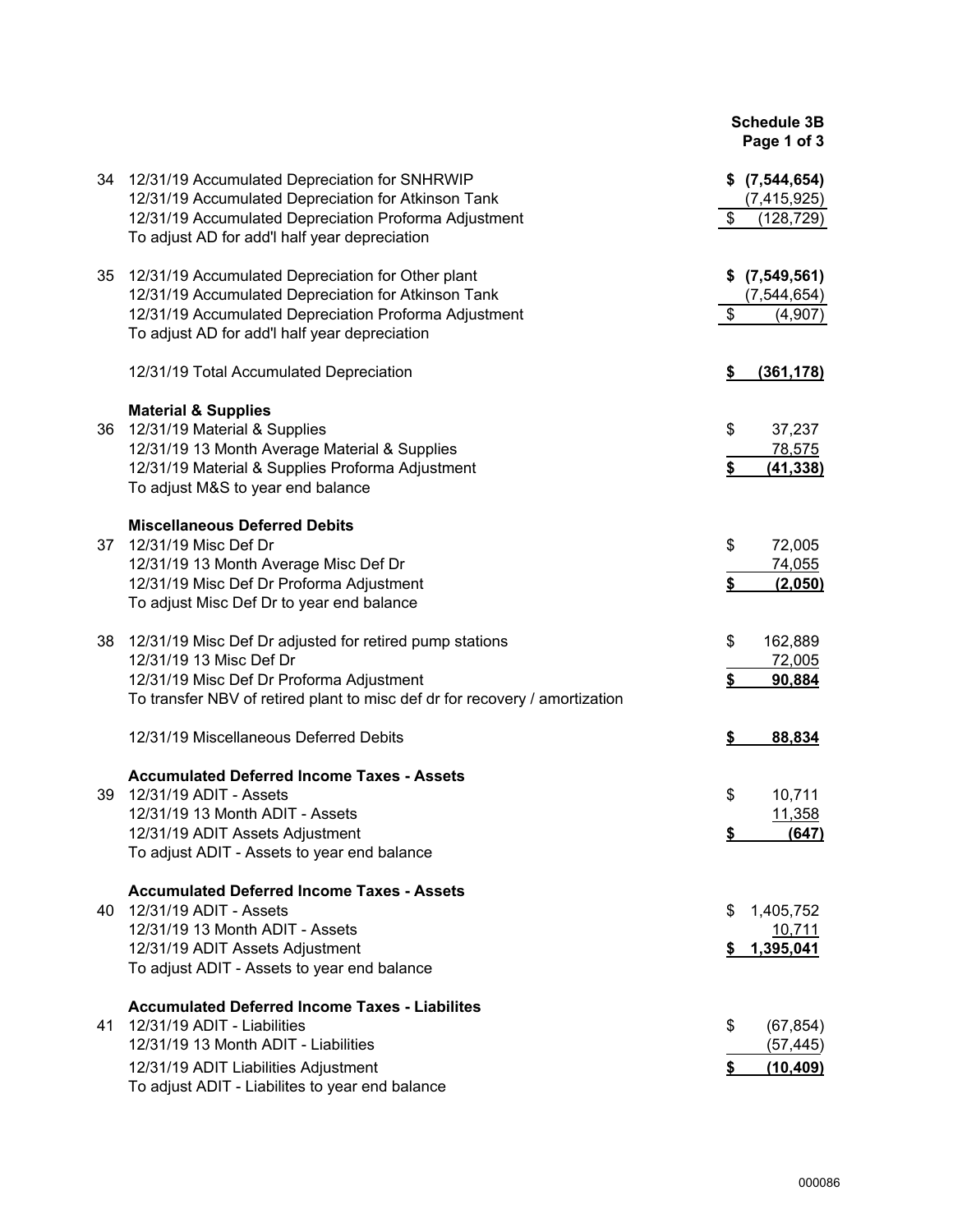**Schedule 3B**
**Page 1 of 3**

| No. | Description | Amount |
|---|---|---|
| 34 | 12/31/19 Accumulated Depreciation for SNHRWIP | **$ (7,544,654)** |
| | 12/31/19 Accumulated Depreciation for Atkinson Tank | (7,415,925) |
| | 12/31/19 Accumulated Depreciation Proforma Adjustment | $ (128,729) |
| | To adjust AD for add'l half year depreciation | |
| 35 | 12/31/19 Accumulated Depreciation for Other plant | **$ (7,549,561)** |
| | 12/31/19 Accumulated Depreciation for Atkinson Tank | (7,544,654) |
| | 12/31/19 Accumulated Depreciation Proforma Adjustment | $ (4,907) |
| | To adjust AD for add'l half year depreciation | |
| | 12/31/19 Total Accumulated Depreciation | **$ (361,178)** |
| | **Material & Supplies** | |
| 36 | 12/31/19 Material & Supplies | $ 37,237 |
| | 12/31/19 13 Month Average Material & Supplies | 78,575 |
| | 12/31/19 Material & Supplies Proforma Adjustment | **$ (41,338)** |
| | To adjust M&S to year end balance | |
| | **Miscellaneous Deferred Debits** | |
| 37 | 12/31/19 Misc Def Dr | $ 72,005 |
| | 12/31/19 13 Month Average Misc Def Dr | 74,055 |
| | 12/31/19 Misc Def Dr Proforma Adjustment | **$ (2,050)** |
| | To adjust Misc Def Dr to year end balance | |
| 38 | 12/31/19 Misc Def Dr adjusted for retired pump stations | $ 162,889 |
| | 12/31/19 13 Misc Def Dr | 72,005 |
| | 12/31/19 Misc Def Dr Proforma Adjustment | **$ 90,884** |
| | To transfer NBV of retired plant to misc def dr for recovery / amortization | |
| | 12/31/19 Miscellaneous Deferred Debits | **$ 88,834** |
| | **Accumulated Deferred Income Taxes - Assets** | |
| 39 | 12/31/19 ADIT - Assets | $ 10,711 |
| | 12/31/19 13 Month ADIT - Assets | 11,358 |
| | 12/31/19 ADIT Assets Adjustment | **$ (647)** |
| | To adjust ADIT - Assets to year end balance | |
| | **Accumulated Deferred Income Taxes - Assets** | |
| 40 | 12/31/19 ADIT - Assets | $ 1,405,752 |
| | 12/31/19 13 Month ADIT - Assets | 10,711 |
| | 12/31/19 ADIT Assets Adjustment | **$ 1,395,041** |
| | To adjust ADIT - Assets to year end balance | |
| | **Accumulated Deferred Income Taxes - Liabilites** | |
| 41 | 12/31/19 ADIT - Liabilities | $ (67,854) |
| | 12/31/19 13 Month ADIT - Liabilities | (57,445) |
| | 12/31/19 ADIT Liabilities Adjustment | **$ (10,409)** |
| | To adjust ADIT - Liabilites to year end balance | |

000086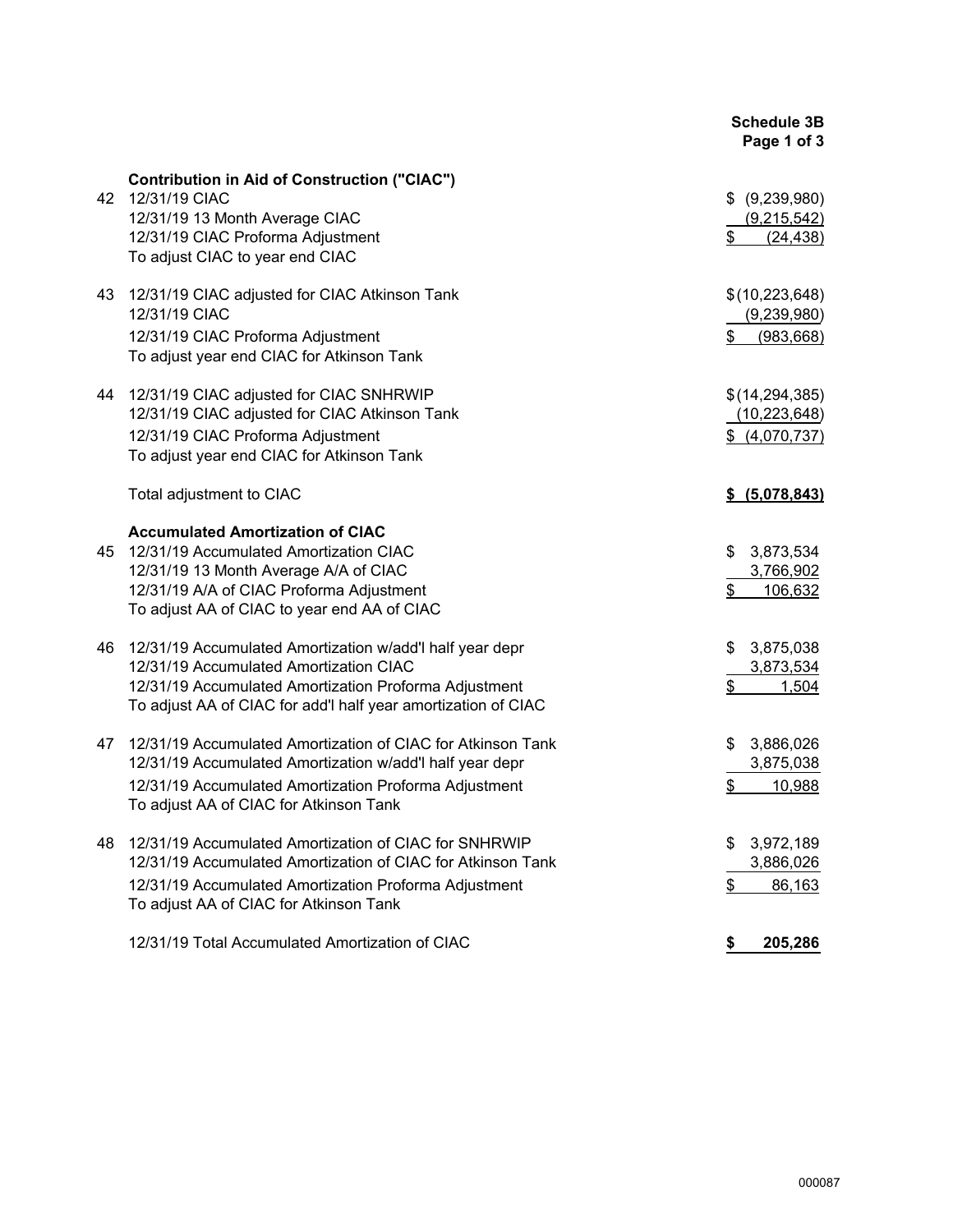**Schedule 3B**
**Page 1 of 3**

| | | |
|---|---|---|
| | **Contribution in Aid of Construction ("CIAC")** | |
| 42 | 12/31/19 CIAC | $ (9,239,980) |
| | 12/31/19 13 Month Average CIAC | (9,215,542) |
| | 12/31/19 CIAC Proforma Adjustment | $ (24,438) |
| | To adjust CIAC to year end CIAC | |
| 43 | 12/31/19 CIAC adjusted for CIAC Atkinson Tank | $(10,223,648) |
| | 12/31/19 CIAC | (9,239,980) |
| | 12/31/19 CIAC Proforma Adjustment | $ (983,668) |
| | To adjust year end CIAC for Atkinson Tank | |
| 44 | 12/31/19 CIAC adjusted for CIAC SNHRWIP | $(14,294,385) |
| | 12/31/19 CIAC adjusted for CIAC Atkinson Tank | (10,223,648) |
| | 12/31/19 CIAC Proforma Adjustment | $ (4,070,737) |
| | To adjust year end CIAC for Atkinson Tank | |
| | Total adjustment to CIAC | **$ (5,078,843)** |
| | **Accumulated Amortization of CIAC** | |
| 45 | 12/31/19 Accumulated Amortization CIAC | $ 3,873,534 |
| | 12/31/19 13 Month Average A/A of CIAC | 3,766,902 |
| | 12/31/19 A/A of CIAC Proforma Adjustment | $ 106,632 |
| | To adjust AA of CIAC to year end AA of CIAC | |
| 46 | 12/31/19 Accumulated Amortization w/add'l half year depr | $ 3,875,038 |
| | 12/31/19 Accumulated Amortization CIAC | 3,873,534 |
| | 12/31/19 Accumulated Amortization Proforma Adjustment | $ 1,504 |
| | To adjust AA of CIAC for add'l half year amortization of CIAC | |
| 47 | 12/31/19 Accumulated Amortization of CIAC for Atkinson Tank | $ 3,886,026 |
| | 12/31/19 Accumulated Amortization w/add'l half year depr | 3,875,038 |
| | 12/31/19 Accumulated Amortization Proforma Adjustment | $ 10,988 |
| | To adjust AA of CIAC for Atkinson Tank | |
| 48 | 12/31/19 Accumulated Amortization of CIAC for SNHRWIP | $ 3,972,189 |
| | 12/31/19 Accumulated Amortization of CIAC for Atkinson Tank | 3,886,026 |
| | 12/31/19 Accumulated Amortization Proforma Adjustment | $ 86,163 |
| | To adjust AA of CIAC for Atkinson Tank | |
| | 12/31/19 Total Accumulated Amortization of CIAC | **$ 205,286** |

000087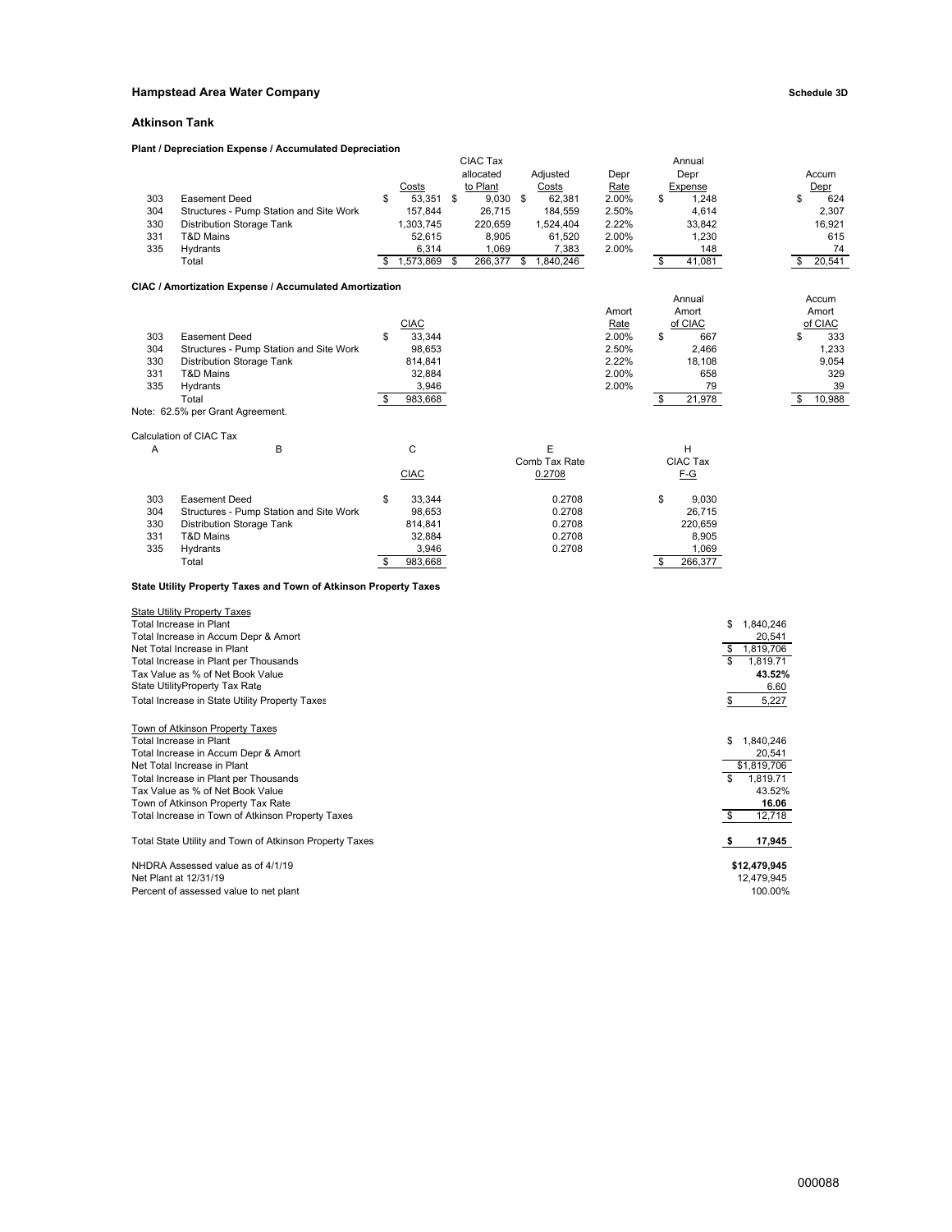**Hampstead Area Water Company** **Schedule 3D**

**Atkinson Tank**

**Plant / Depreciation Expense / Accumulated Depreciation**

| | | Costs | CIAC Tax allocated to Plant | Adjusted Costs | Depr Rate | Annual Depr Expense | Accum Depr |
|---|---|---|---|---|---|---|---|
| 303 | Easement Deed | $ 53,351 | $ 9,030 | $ 62,381 | 2.00% | $ 1,248 | $ 624 |
| 304 | Structures - Pump Station and Site Work | 157,844 | 26,715 | 184,559 | 2.50% | 4,614 | 2,307 |
| 330 | Distribution Storage Tank | 1,303,745 | 220,659 | 1,524,404 | 2.22% | 33,842 | 16,921 |
| 331 | T&D Mains | 52,615 | 8,905 | 61,520 | 2.00% | 1,230 | 615 |
| 335 | Hydrants | 6,314 | 1,069 | 7,383 | 2.00% | 148 | 74 |
| | Total | $ 1,573,869 | $ 266,377 | $ 1,840,246 | | $ 41,081 | $ 20,541 |

**CIAC / Amortization Expense / Accumulated Amortization**

| | | CIAC | Amort Rate | Annual Amort of CIAC | Accum Amort of CIAC |
|---|---|---|---|---|---|
| 303 | Easement Deed | $ 33,344 | 2.00% | $ 667 | $ 333 |
| 304 | Structures - Pump Station and Site Work | 98,653 | 2.50% | 2,466 | 1,233 |
| 330 | Distribution Storage Tank | 814,841 | 2.22% | 18,108 | 9,054 |
| 331 | T&D Mains | 32,884 | 2.00% | 658 | 329 |
| 335 | Hydrants | 3,946 | 2.00% | 79 | 39 |
| | Total | $ 983,668 | | $ 21,978 | $ 10,988 |

Note: 62.5% per Grant Agreement.

Calculation of CIAC Tax

| A | B | C | E | H |
|---|---|---|---|---|
| | | CIAC | Comb Tax Rate 0.2708 | CIAC Tax F-G |
| 303 | Easement Deed | $ 33,344 | 0.2708 | $ 9,030 |
| 304 | Structures - Pump Station and Site Work | 98,653 | 0.2708 | 26,715 |
| 330 | Distribution Storage Tank | 814,841 | 0.2708 | 220,659 |
| 331 | T&D Mains | 32,884 | 0.2708 | 8,905 |
| 335 | Hydrants | 3,946 | 0.2708 | 1,069 |
| | Total | $ 983,668 | | $ 266,377 |

**State Utility Property Taxes and Town of Atkinson Property Taxes**

| | |
|---|---|
| State Utility Property Taxes | |
| Total Increase in Plant | $ 1,840,246 |
| Total Increase in Accum Depr & Amort | 20,541 |
| Net Total Increase in Plant | $ 1,819,706 |
| Total Increase in Plant per Thousands | $ 1,819.71 |
| Tax Value as % of Net Book Value | **43.52%** |
| State Utility Property Tax Rate | 6.60 |
| Total Increase in State Utility Property Taxes | $ 5,227 |
| | |
| Town of Atkinson Property Taxes | |
| Total Increase in Plant | $ 1,840,246 |
| Total Increase in Accum Depr & Amort | 20,541 |
| Net Total Increase in Plant | $1,819,706 |
| Total Increase in Plant per Thousands | $ 1,819.71 |
| Tax Value as % of Net Book Value | 43.52% |
| Town of Atkinson Property Tax Rate | **16.06** |
| Total Increase in Town of Atkinson Property Taxes | $ 12,718 |
| | |
| Total State Utility and Town of Atkinson Property Taxes | **$ 17,945** |
| | |
| NHDRA Assessed value as of 4/1/19 | **$12,479,945** |
| Net Plant at 12/31/19 | 12,479,945 |
| Percent of assessed value to net plant | 100.00% |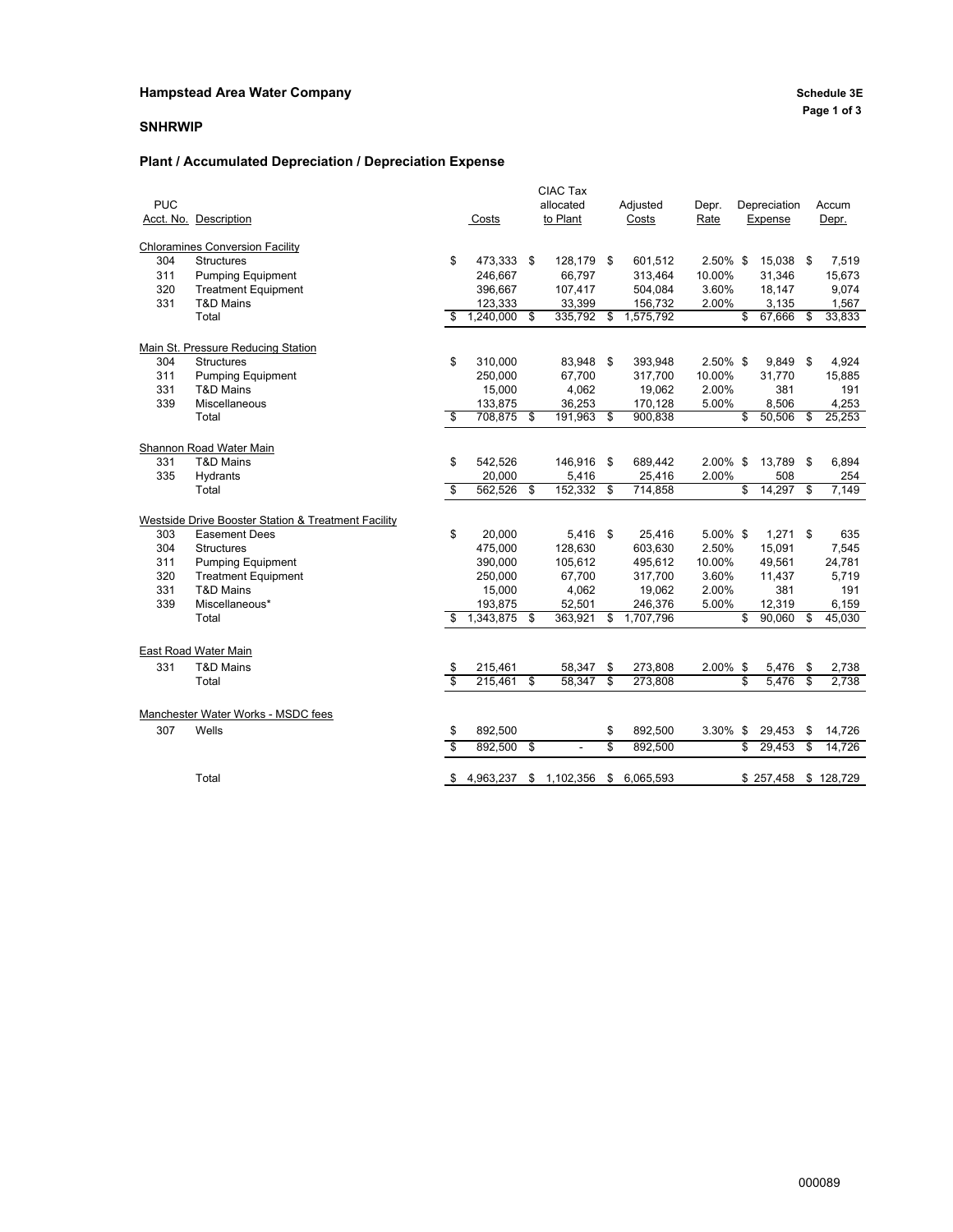**Hampstead Area Water Company**

**Schedule 3E**

**SNHRWIP**

**Plant / Accumulated Depreciation / Depreciation Expense**

| PUC Acct. No. | Description | Costs | CIAC Tax allocated to Plant | Adjusted Costs | Depr. Rate | Depreciation Expense | Accum Depr. |
|---|---|---|---|---|---|---|---|
| | Chloramines Conversion Facility | | | | | | |
| 304 | Structures | $ 473,333 | $ 128,179 | $ 601,512 | 2.50% | $ 15,038 | $ 7,519 |
| 311 | Pumping Equipment | 246,667 | 66,797 | 313,464 | 10.00% | 31,346 | 15,673 |
| 320 | Treatment Equipment | 396,667 | 107,417 | 504,084 | 3.60% | 18,147 | 9,074 |
| 331 | T&D Mains | 123,333 | 33,399 | 156,732 | 2.00% | 3,135 | 1,567 |
| | Total | $ 1,240,000 | $ 335,792 | $ 1,575,792 | | $ 67,666 | $ 33,833 |
| | Main St. Pressure Reducing Station | | | | | | |
| 304 | Structures | $ 310,000 | 83,948 | $ 393,948 | 2.50% | $ 9,849 | $ 4,924 |
| 311 | Pumping Equipment | 250,000 | 67,700 | 317,700 | 10.00% | 31,770 | 15,885 |
| 331 | T&D Mains | 15,000 | 4,062 | 19,062 | 2.00% | 381 | 191 |
| 339 | Miscellaneous | 133,875 | 36,253 | 170,128 | 5.00% | 8,506 | 4,253 |
| | Total | $ 708,875 | $ 191,963 | $ 900,838 | | $ 50,506 | $ 25,253 |
| | Shannon Road Water Main | | | | | | |
| 331 | T&D Mains | $ 542,526 | 146,916 | $ 689,442 | 2.00% | $ 13,789 | $ 6,894 |
| 335 | Hydrants | 20,000 | 5,416 | 25,416 | 2.00% | 508 | 254 |
| | Total | $ 562,526 | $ 152,332 | $ 714,858 | | $ 14,297 | $ 7,149 |
| | Westside Drive Booster Station & Treatment Facility | | | | | | |
| 303 | Easement Dees | $ 20,000 | 5,416 | $ 25,416 | 5.00% | $ 1,271 | $ 635 |
| 304 | Structures | 475,000 | 128,630 | 603,630 | 2.50% | 15,091 | 7,545 |
| 311 | Pumping Equipment | 390,000 | 105,612 | 495,612 | 10.00% | 49,561 | 24,781 |
| 320 | Treatment Equipment | 250,000 | 67,700 | 317,700 | 3.60% | 11,437 | 5,719 |
| 331 | T&D Mains | 15,000 | 4,062 | 19,062 | 2.00% | 381 | 191 |
| 339 | Miscellaneous* | 193,875 | 52,501 | 246,376 | 5.00% | 12,319 | 6,159 |
| | Total | $ 1,343,875 | $ 363,921 | $ 1,707,796 | | $ 90,060 | $ 45,030 |
| | East Road Water Main | | | | | | |
| 331 | T&D Mains | $ 215,461 | 58,347 | $ 273,808 | 2.00% | $ 5,476 | $ 2,738 |
| | Total | $ 215,461 | $ 58,347 | $ 273,808 | | $ 5,476 | $ 2,738 |
| | Manchester Water Works - MSDC fees | | | | | | |
| 307 | Wells | $ 892,500 | | $ 892,500 | 3.30% | $ 29,453 | $ 14,726 |
| | | $ 892,500 | $ - | $ 892,500 | | $ 29,453 | $ 14,726 |
| | Total | $ 4,963,237 | $ 1,102,356 | $ 6,065,593 | | $ 257,458 | $ 128,729 |

000089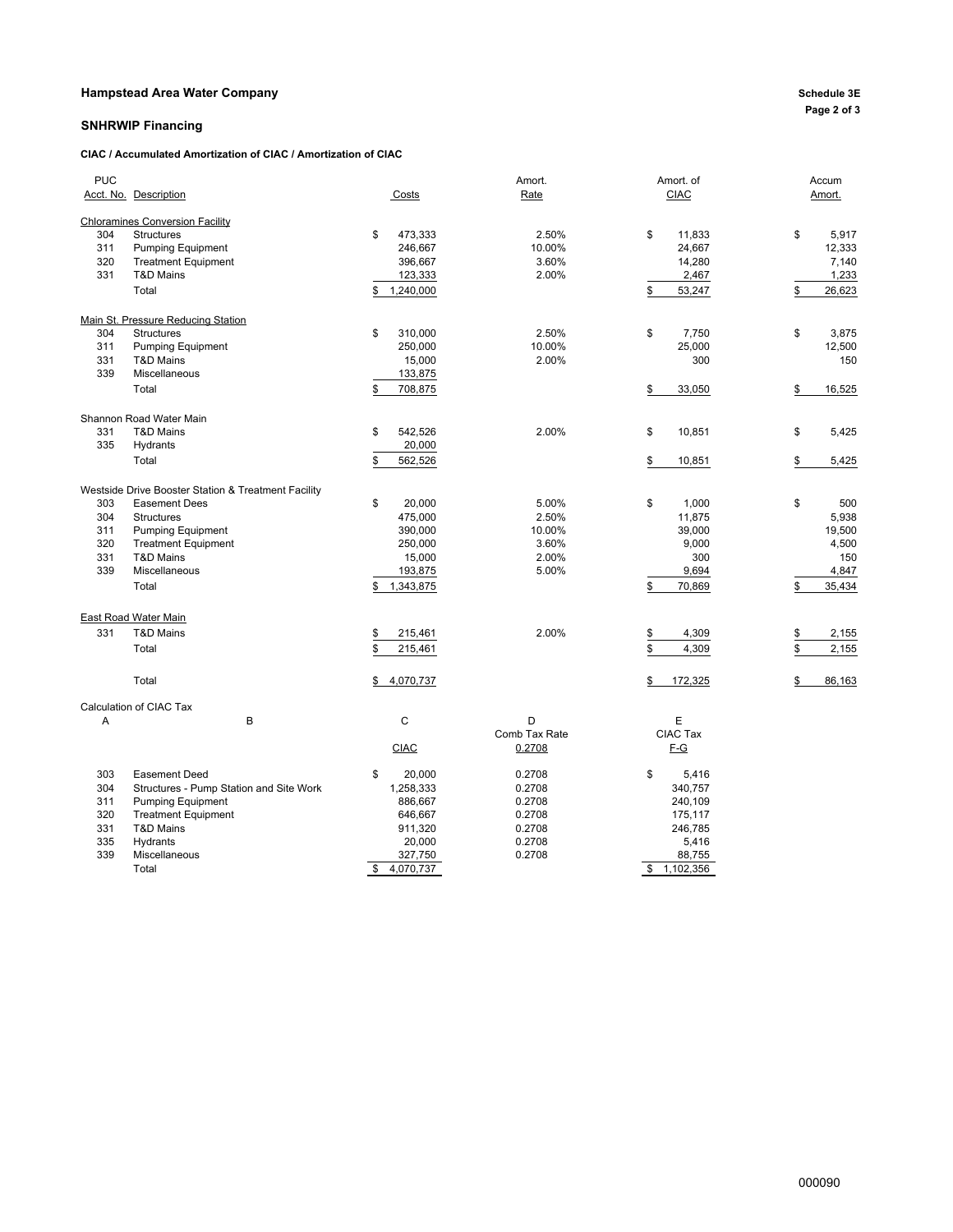## Hampstead Area Water Company

**Schedule 3E**

### SNHRWIP Financing

#### CIAC / Accumulated Amortization of CIAC / Amortization of CIAC

| PUC Acct. No. | Description | Costs | Amort. Rate | Amort. of CIAC | Accum Amort. |
|---|---|---|---|---|---|
| | Chloramines Conversion Facility | | | | |
| 304 | Structures | $ 473,333 | 2.50% | $ 11,833 | $ 5,917 |
| 311 | Pumping Equipment | 246,667 | 10.00% | 24,667 | 12,333 |
| 320 | Treatment Equipment | 396,667 | 3.60% | 14,280 | 7,140 |
| 331 | T&D Mains | 123,333 | 2.00% | 2,467 | 1,233 |
| | Total | $ 1,240,000 | | $ 53,247 | $ 26,623 |
| | Main St. Pressure Reducing Station | | | | |
| 304 | Structures | $ 310,000 | 2.50% | $ 7,750 | $ 3,875 |
| 311 | Pumping Equipment | 250,000 | 10.00% | 25,000 | 12,500 |
| 331 | T&D Mains | 15,000 | 2.00% | 300 | 150 |
| 339 | Miscellaneous | 133,875 | | | |
| | Total | $ 708,875 | | $ 33,050 | $ 16,525 |
| | Shannon Road Water Main | | | | |
| 331 | T&D Mains | $ 542,526 | 2.00% | $ 10,851 | $ 5,425 |
| 335 | Hydrants | 20,000 | | | |
| | Total | $ 562,526 | | $ 10,851 | $ 5,425 |
| | Westside Drive Booster Station & Treatment Facility | | | | |
| 303 | Easement Dees | $ 20,000 | 5.00% | $ 1,000 | $ 500 |
| 304 | Structures | 475,000 | 2.50% | 11,875 | 5,938 |
| 311 | Pumping Equipment | 390,000 | 10.00% | 39,000 | 19,500 |
| 320 | Treatment Equipment | 250,000 | 3.60% | 9,000 | 4,500 |
| 331 | T&D Mains | 15,000 | 2.00% | 300 | 150 |
| 339 | Miscellaneous | 193,875 | 5.00% | 9,694 | 4,847 |
| | Total | $ 1,343,875 | | $ 70,869 | $ 35,434 |
| | East Road Water Main | | | | |
| 331 | T&D Mains | $ 215,461 | 2.00% | $ 4,309 | $ 2,155 |
| | Total | $ 215,461 | | $ 4,309 | $ 2,155 |
| | Total | $ 4,070,737 | | $ 172,325 | $ 86,163 |

Calculation of CIAC Tax

| A | B | C | D | E |
|---|---|---|---|---|
| | | CIAC | Comb Tax Rate 0.2708 | CIAC Tax F-G |
| 303 | Easement Deed | $ 20,000 | 0.2708 | $ 5,416 |
| 304 | Structures - Pump Station and Site Work | 1,258,333 | 0.2708 | 340,757 |
| 311 | Pumping Equipment | 886,667 | 0.2708 | 240,109 |
| 320 | Treatment Equipment | 646,667 | 0.2708 | 175,117 |
| 331 | T&D Mains | 911,320 | 0.2708 | 246,785 |
| 335 | Hydrants | 20,000 | 0.2708 | 5,416 |
| 339 | Miscellaneous | 327,750 | 0.2708 | 88,755 |
| | Total | $ 4,070,737 | | $ 1,102,356 |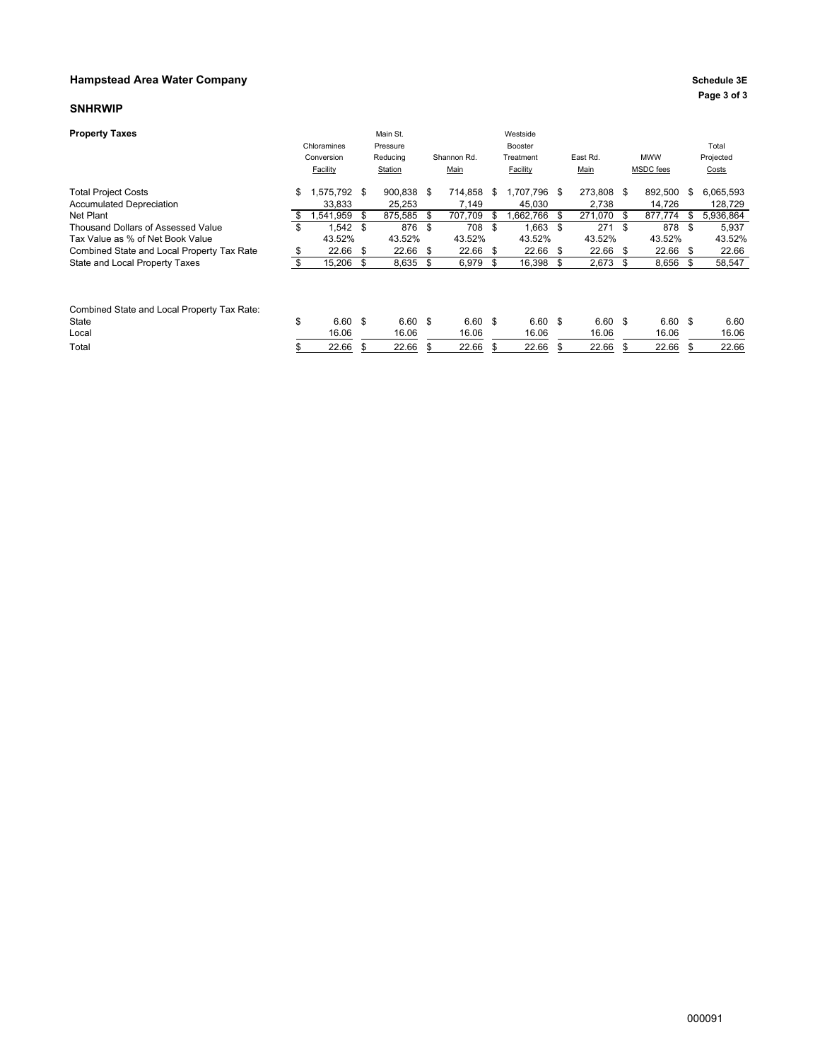**Hampstead Area Water Company**

**Schedule 3E**

**SNHRWIP**

| **Property Taxes** | Chloramines Conversion Facility | Main St. Pressure Reducing Station | Shannon Rd. Main | Westside Booster Treatment Facility | East Rd. Main | MWW MSDC fees | Total Projected Costs |
|---|---|---|---|---|---|---|---|
| Total Project Costs | $ 1,575,792 | $ 900,838 | $ 714,858 | $ 1,707,796 | $ 273,808 | $ 892,500 | $ 6,065,593 |
| Accumulated Depreciation | 33,833 | 25,253 | 7,149 | 45,030 | 2,738 | 14,726 | 128,729 |
| Net Plant | $ 1,541,959 | $ 875,585 | $ 707,709 | $ 1,662,766 | $ 271,070 | $ 877,774 | $ 5,936,864 |
| Thousand Dollars of Assessed Value | $ 1,542 | $ 876 | $ 708 | $ 1,663 | $ 271 | $ 878 | $ 5,937 |
| Tax Value as % of Net Book Value | 43.52% | 43.52% | 43.52% | 43.52% | 43.52% | 43.52% | 43.52% |
| Combined State and Local Property Tax Rate | $ 22.66 | $ 22.66 | $ 22.66 | $ 22.66 | $ 22.66 | $ 22.66 | $ 22.66 |
| State and Local Property Taxes | $ 15,206 | $ 8,635 | $ 6,979 | $ 16,398 | $ 2,673 | $ 8,656 | $ 58,547 |

| Combined State and Local Property Tax Rate: | | | | | | | |
|---|---|---|---|---|---|---|---|
| State | $ 6.60 | $ 6.60 | $ 6.60 | $ 6.60 | $ 6.60 | $ 6.60 | $ 6.60 |
| Local | 16.06 | 16.06 | 16.06 | 16.06 | 16.06 | 16.06 | 16.06 |
| Total | $ 22.66 | $ 22.66 | $ 22.66 | $ 22.66 | $ 22.66 | $ 22.66 | $ 22.66 |

000091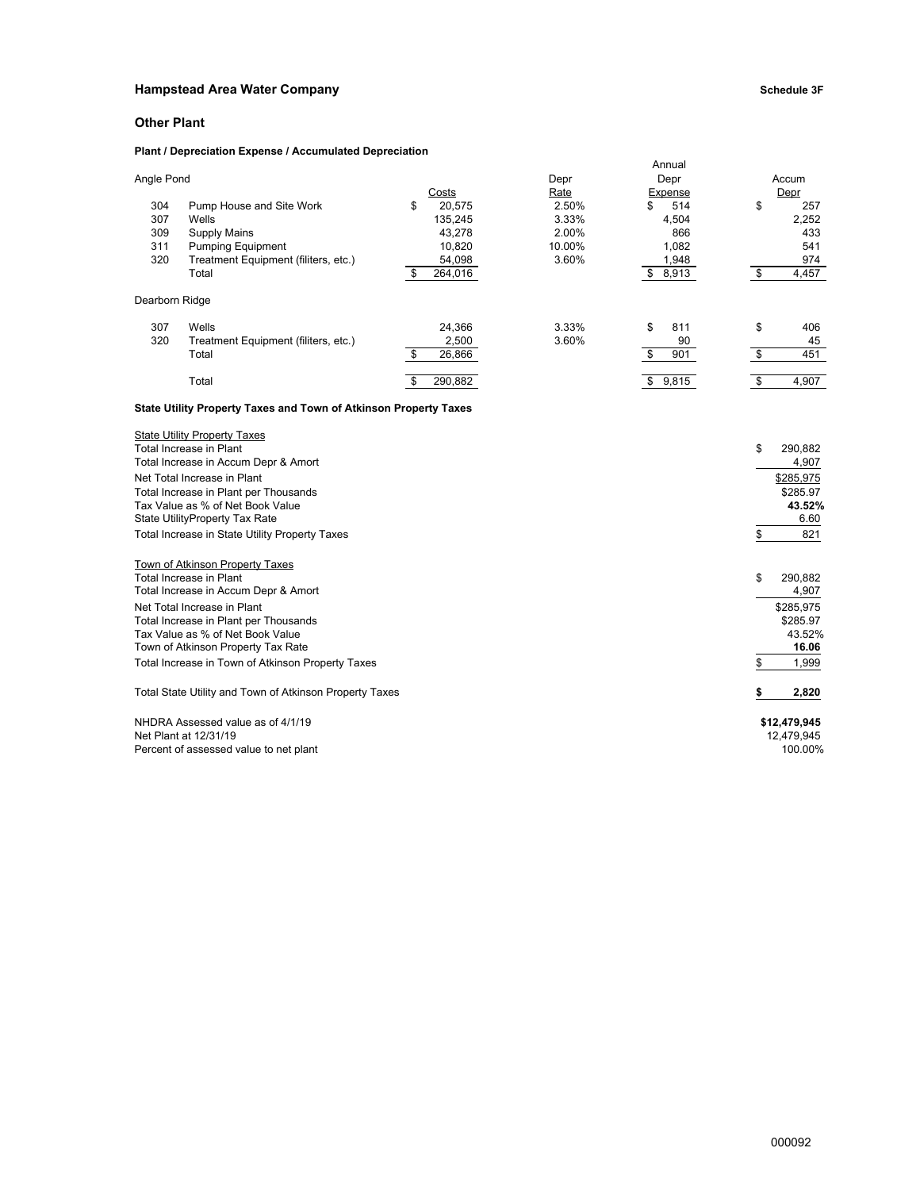**Hampstead Area Water Company** **Schedule 3F**

## Other Plant

### Plant / Depreciation Expense / Accumulated Depreciation

| | | Costs | Depr Rate | Annual Depr Expense | Accum Depr |
|---|---|---|---|---|---|
| **Angle Pond** | | | | | |
| 304 | Pump House and Site Work | $ 20,575 | 2.50% | $ 514 | $ 257 |
| 307 | Wells | 135,245 | 3.33% | 4,504 | 2,252 |
| 309 | Supply Mains | 43,278 | 2.00% | 866 | 433 |
| 311 | Pumping Equipment | 10,820 | 10.00% | 1,082 | 541 |
| 320 | Treatment Equipment (filiters, etc.) | 54,098 | 3.60% | 1,948 | 974 |
| | Total | $ 264,016 | | $ 8,913 | $ 4,457 |
| **Dearborn Ridge** | | | | | |
| 307 | Wells | 24,366 | 3.33% | $ 811 | $ 406 |
| 320 | Treatment Equipment (filiters, etc.) | 2,500 | 3.60% | 90 | 45 |
| | Total | $ 26,866 | | $ 901 | $ 451 |
| | Total | $ 290,882 | | $ 9,815 | $ 4,907 |

### State Utility Property Taxes and Town of Atkinson Property Taxes

| | |
|---|---|
| State Utility Property Taxes | |
| Total Increase in Plant | $ 290,882 |
| Total Increase in Accum Depr & Amort | 4,907 |
| Net Total Increase in Plant | $285,975 |
| Total Increase in Plant per Thousands | $285.97 |
| Tax Value as % of Net Book Value | **43.52%** |
| State UtilityProperty Tax Rate | 6.60 |
| Total Increase in State Utility Property Taxes | $ 821 |
| | |
| Town of Atkinson Property Taxes | |
| Total Increase in Plant | $ 290,882 |
| Total Increase in Accum Depr & Amort | 4,907 |
| Net Total Increase in Plant | $285,975 |
| Total Increase in Plant per Thousands | $285.97 |
| Tax Value as % of Net Book Value | 43.52% |
| Town of Atkinson Property Tax Rate | **16.06** |
| Total Increase in Town of Atkinson Property Taxes | $ 1,999 |
| | |
| Total State Utility and Town of Atkinson Property Taxes | **$ 2,820** |
| | |
| NHDRA Assessed value as of 4/1/19 | **$12,479,945** |
| Net Plant at 12/31/19 | 12,479,945 |
| Percent of assessed value to net plant | 100.00% |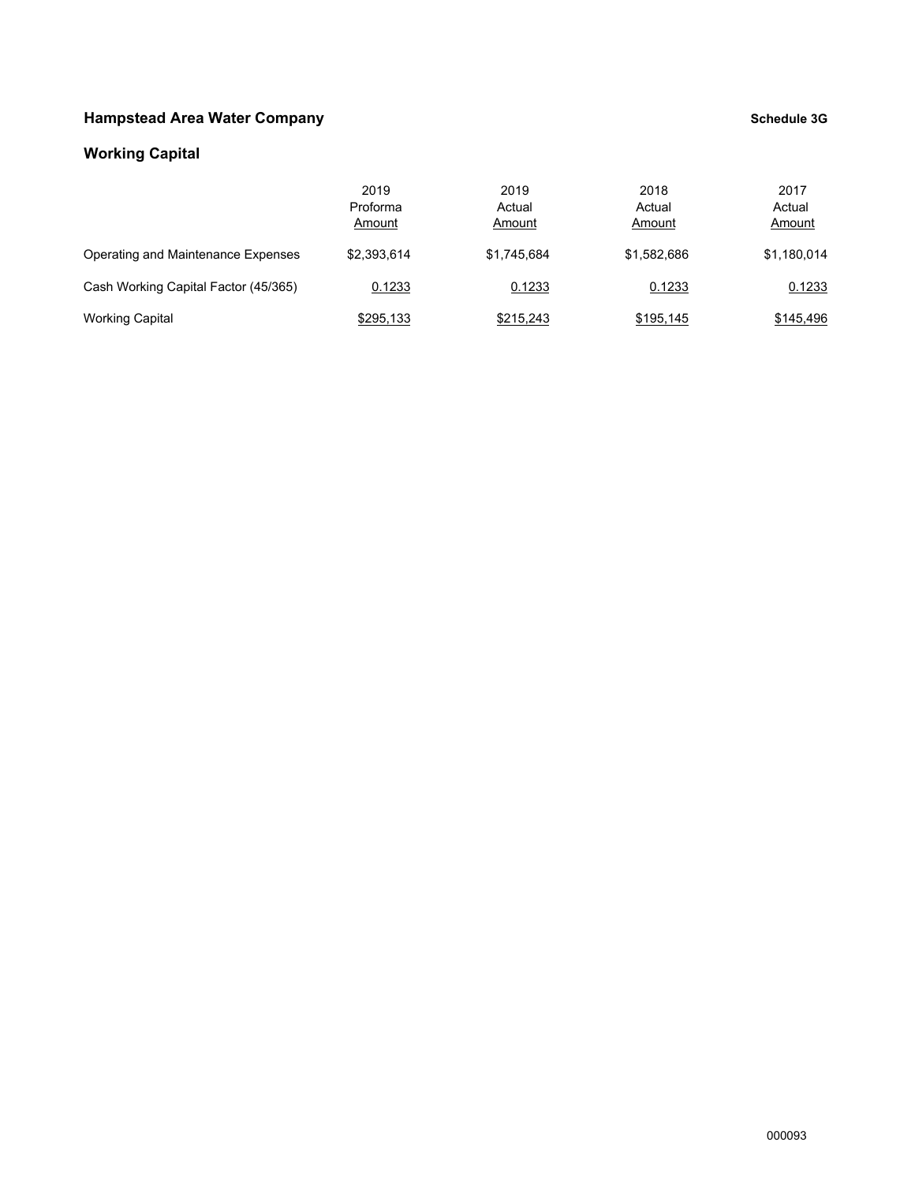**Hampstead Area Water Company** **Schedule 3G**

**Working Capital**

| | 2019 Proforma Amount | 2019 Actual Amount | 2018 Actual Amount | 2017 Actual Amount |
|---|---|---|---|---|
| Operating and Maintenance Expenses | $2,393,614 | $1,745,684 | $1,582,686 | $1,180,014 |
| Cash Working Capital Factor (45/365) | 0.1233 | 0.1233 | 0.1233 | 0.1233 |
| Working Capital | $295,133 | $215,243 | $195,145 | $145,496 |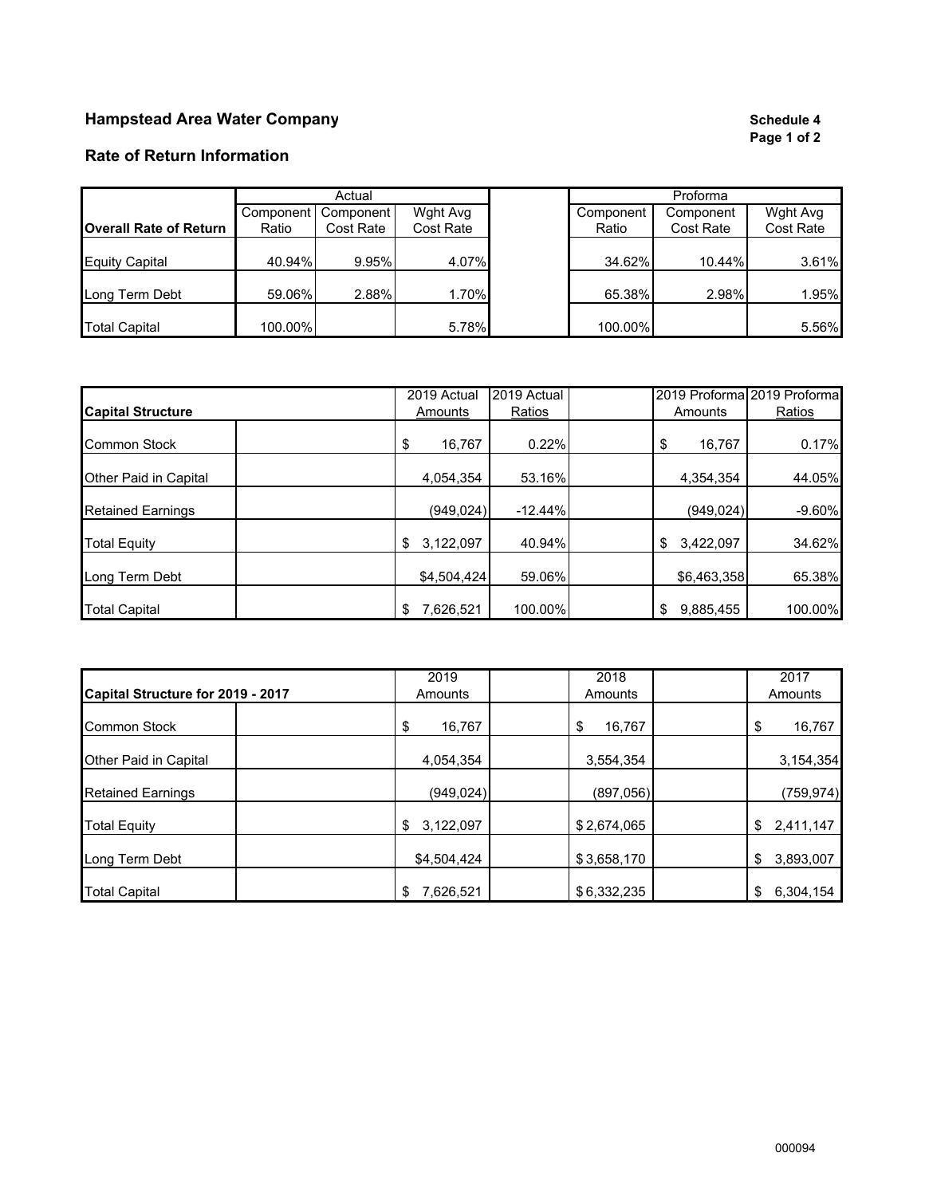# Hampstead Area Water Company

**Schedule 4**
**Page 1 of 2**

## Rate of Return Information

| | Actual | | | | Proforma | | |
|---|---|---|---|---|---|---|---|
| **Overall Rate of Return** | Component Ratio | Component Cost Rate | Wght Avg Cost Rate | | Component Ratio | Component Cost Rate | Wght Avg Cost Rate |
| Equity Capital | 40.94% | 9.95% | 4.07% | | 34.62% | 10.44% | 3.61% |
| Long Term Debt | 59.06% | 2.88% | 1.70% | | 65.38% | 2.98% | 1.95% |
| Total Capital | 100.00% | | 5.78% | | 100.00% | | 5.56% |

| **Capital Structure** | | 2019 Actual Amounts | 2019 Actual Ratios | | 2019 Proforma Amounts | 2019 Proforma Ratios |
|---|---|---|---|---|---|---|
| Common Stock | | $ 16,767 | 0.22% | | $ 16,767 | 0.17% |
| Other Paid in Capital | | 4,054,354 | 53.16% | | 4,354,354 | 44.05% |
| Retained Earnings | | (949,024) | -12.44% | | (949,024) | -9.60% |
| Total Equity | | $ 3,122,097 | 40.94% | | $ 3,422,097 | 34.62% |
| Long Term Debt | | $4,504,424 | 59.06% | | $6,463,358 | 65.38% |
| Total Capital | | $ 7,626,521 | 100.00% | | $ 9,885,455 | 100.00% |

| **Capital Structure for 2019 - 2017** | | 2019 Amounts | | 2018 Amounts | | 2017 Amounts |
|---|---|---|---|---|---|---|
| Common Stock | | $ 16,767 | | $ 16,767 | | $ 16,767 |
| Other Paid in Capital | | 4,054,354 | | 3,554,354 | | 3,154,354 |
| Retained Earnings | | (949,024) | | (897,056) | | (759,974) |
| Total Equity | | $ 3,122,097 | | $ 2,674,065 | | $ 2,411,147 |
| Long Term Debt | | $4,504,424 | | $ 3,658,170 | | $ 3,893,007 |
| Total Capital | | $ 7,626,521 | | $ 6,332,235 | | $ 6,304,154 |

000094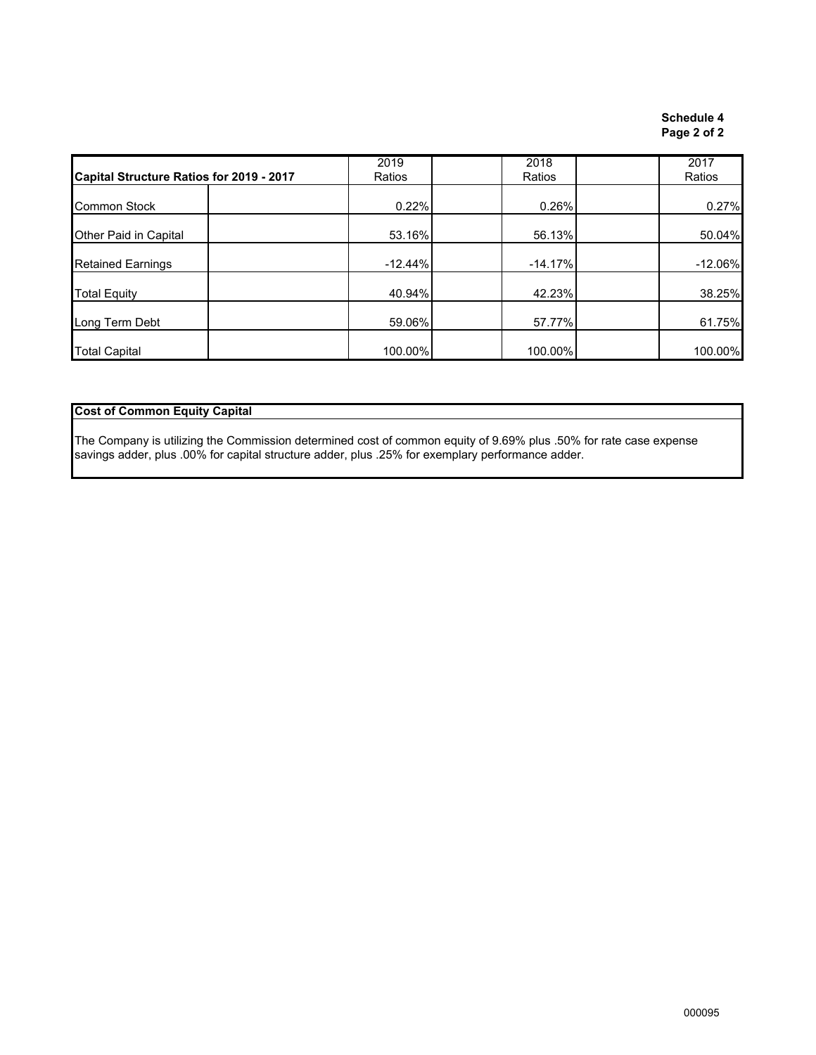**Schedule 4**
**Page 2 of 2**

| Capital Structure Ratios for 2019 - 2017 | 2019 Ratios | 2018 Ratios | 2017 Ratios |
|---|---|---|---|
| Common Stock | 0.22% | 0.26% | 0.27% |
| Other Paid in Capital | 53.16% | 56.13% | 50.04% |
| Retained Earnings | -12.44% | -14.17% | -12.06% |
| Total Equity | 40.94% | 42.23% | 38.25% |
| Long Term Debt | 59.06% | 57.77% | 61.75% |
| Total Capital | 100.00% | 100.00% | 100.00% |

**Cost of Common Equity Capital**

The Company is utilizing the Commission determined cost of common equity of 9.69% plus .50% for rate case expense savings adder, plus .00% for capital structure adder, plus .25% for exemplary performance adder.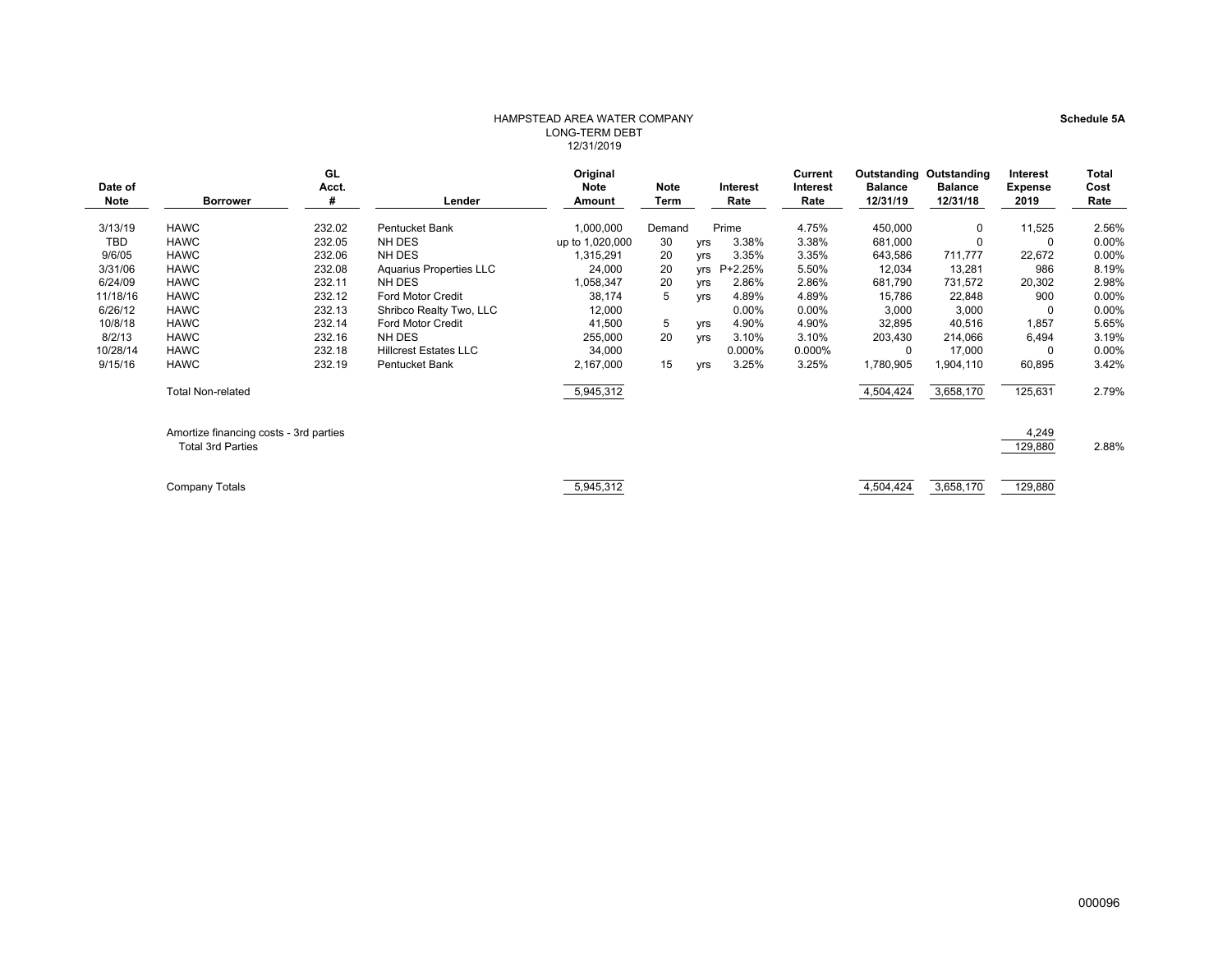**Schedule 5A**

HAMPSTEAD AREA WATER COMPANY
LONG-TERM DEBT
12/31/2019

| Date of Note | Borrower | GL Acct. # | Lender | Original Note Amount | Note Term | | Interest Rate | Current Interest Rate | Outstanding Balance 12/31/19 | Outstanding Balance 12/31/18 | Interest Expense 2019 | Total Cost Rate |
|---|---|---|---|---|---|---|---|---|---|---|---|---|
| 3/13/19 | HAWC | 232.02 | Pentucket Bank | 1,000,000 | Demand | | Prime | 4.75% | 450,000 | 0 | 11,525 | 2.56% |
| TBD | HAWC | 232.05 | NH DES | up to 1,020,000 | 30 | yrs | 3.38% | 3.38% | 681,000 | 0 | 0 | 0.00% |
| 9/6/05 | HAWC | 232.06 | NH DES | 1,315,291 | 20 | yrs | 3.35% | 3.35% | 643,586 | 711,777 | 22,672 | 0.00% |
| 3/31/06 | HAWC | 232.08 | Aquarius Properties LLC | 24,000 | 20 | yrs | P+2.25% | 5.50% | 12,034 | 13,281 | 986 | 8.19% |
| 6/24/09 | HAWC | 232.11 | NH DES | 1,058,347 | 20 | yrs | 2.86% | 2.86% | 681,790 | 731,572 | 20,302 | 2.98% |
| 11/18/16 | HAWC | 232.12 | Ford Motor Credit | 38,174 | 5 | yrs | 4.89% | 4.89% | 15,786 | 22,848 | 900 | 0.00% |
| 6/26/12 | HAWC | 232.13 | Shribco Realty Two, LLC | 12,000 | | | 0.00% | 0.00% | 3,000 | 3,000 | 0 | 0.00% |
| 10/8/18 | HAWC | 232.14 | Ford Motor Credit | 41,500 | 5 | yrs | 4.90% | 4.90% | 32,895 | 40,516 | 1,857 | 5.65% |
| 8/2/13 | HAWC | 232.16 | NH DES | 255,000 | 20 | yrs | 3.10% | 3.10% | 203,430 | 214,066 | 6,494 | 3.19% |
| 10/28/14 | HAWC | 232.18 | Hillcrest Estates LLC | 34,000 | | | 0.000% | 0.000% | 0 | 17,000 | 0 | 0.00% |
| 9/15/16 | HAWC | 232.19 | Pentucket Bank | 2,167,000 | 15 | yrs | 3.25% | 3.25% | 1,780,905 | 1,904,110 | 60,895 | 3.42% |
| | Total Non-related | | | 5,945,312 | | | | | 4,504,424 | 3,658,170 | 125,631 | 2.79% |
| | Amortize financing costs - 3rd parties | | | | | | | | | | 4,249 | |
| | Total 3rd Parties | | | | | | | | | | 129,880 | 2.88% |
| | Company Totals | | | 5,945,312 | | | | | 4,504,424 | 3,658,170 | 129,880 | |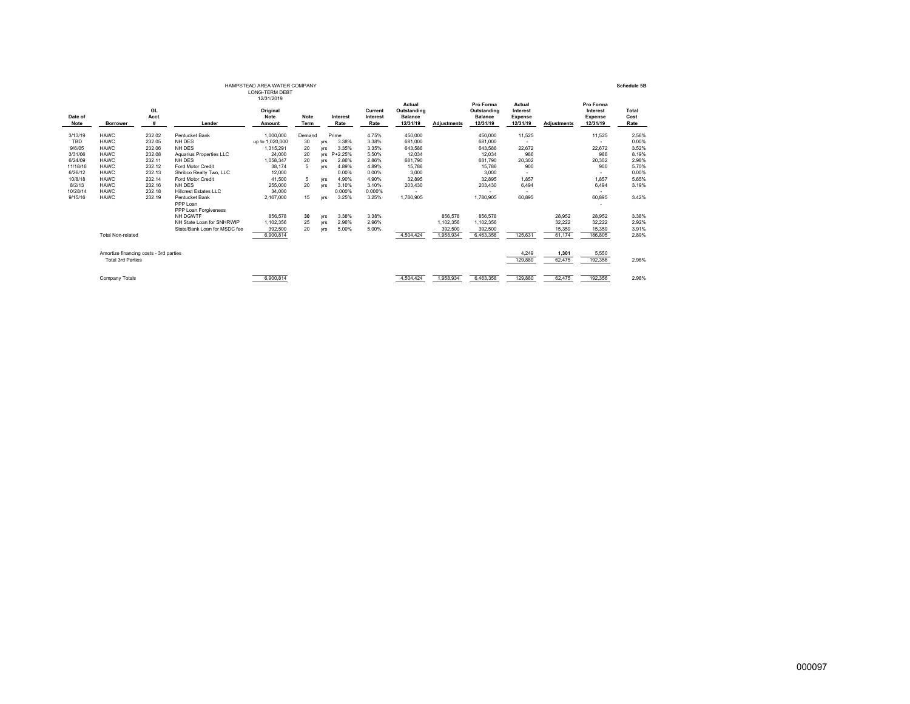HAMPSTEAD AREA WATER COMPANY
LONG-TERM DEBT
12/31/2019

**Schedule 5B**

| Date of Note | Borrower | GL Acct. # | Lender | Original Note Amount | Note Term | | Interest Rate | Current Interest Rate | Actual Outstanding Balance 12/31/19 | Adjustments | Pro Forma Outstanding Balance 12/31/19 | Actual Interest Expense 12/31/19 | Adjustments | Pro Forma Interest Expense 12/31/19 | Total Cost Rate |
|---|---|---|---|---|---|---|---|---|---|---|---|---|---|---|---|
| 3/13/19 | HAWC | 232.02 | Pentucket Bank | 1,000,000 | Demand | | Prime | 4.75% | 450,000 | | 450,000 | 11,525 | | 11,525 | 2.56% |
| TBD | HAWC | 232.05 | NH DES | up to 1,020,000 | 30 | yrs | 3.38% | 3.38% | 681,000 | | 681,000 | - | | - | 0.00% |
| 9/6/05 | HAWC | 232.06 | NH DES | 1,315,291 | 20 | yrs | 3.35% | 3.35% | 643,586 | | 643,586 | 22,672 | | 22,672 | 3.52% |
| 3/31/06 | HAWC | 232.08 | Aquarius Properties LLC | 24,000 | 20 | yrs | P+2.25% | 5.50% | 12,034 | | 12,034 | 986 | | 986 | 8.19% |
| 6/24/09 | HAWC | 232.11 | NH DES | 1,058,347 | 20 | yrs | 2.86% | 2.86% | 681,790 | | 681,790 | 20,302 | | 20,302 | 2.98% |
| 11/18/16 | HAWC | 232.12 | Ford Motor Credit | 38,174 | 5 | yrs | 4.89% | 4.89% | 15,786 | | 15,786 | 900 | | 900 | 5.70% |
| 6/26/12 | HAWC | 232.13 | Shribco Realty Two, LLC | 12,000 | | | 0.00% | 0.00% | 3,000 | | 3,000 | - | | - | 0.00% |
| 10/8/18 | HAWC | 232.14 | Ford Motor Credit | 41,500 | 5 | yrs | 4.90% | 4.90% | 32,895 | | 32,895 | 1,857 | | 1,857 | 5.65% |
| 8/2/13 | HAWC | 232.16 | NH DES | 255,000 | 20 | yrs | 3.10% | 3.10% | 203,430 | | 203,430 | 6,494 | | 6,494 | 3.19% |
| 10/28/14 | HAWC | 232.18 | Hillcrest Estates LLC | 34,000 | | | 0.000% | 0.000% | - | | - | - | | - | |
| 9/15/16 | HAWC | 232.19 | Pentucket Bank | 2,167,000 | 15 | yrs | 3.25% | 3.25% | 1,780,905 | | 1,780,905 | 60,895 | | 60,895 | 3.42% |
| | | | PPP Loan | | | | | | | | | | | - | |
| | | | PPP Loan Forgiveness | | | | | | | | | | | | |
| | | | NH DGWTF | 856,578 | 30 | yrs | 3.38% | 3.38% | | 856,578 | 856,578 | | 28,952 | 28,952 | 3.38% |
| | | | NH State Loan for SNHRWIP | 1,102,356 | 25 | yrs | 2.96% | 2.96% | | 1,102,356 | 1,102,356 | | 32,222 | 32,222 | 2.92% |
| | | | State/Bank Loan for MSDC fee | 392,500 | 20 | yrs | 5.00% | 5.00% | | 392,500 | 392,500 | | 15,359 | 15,359 | 3.91% |
| | Total Non-related | | | 6,900,814 | | | | | 4,504,424 | 1,958,934 | 6,463,358 | 125,631 | 61,174 | 186,805 | 2.89% |
| | Amortize financing costs - 3rd parties | | | | | | | | | | | 4,249 | **1,301** | 5,550 | |
| | Total 3rd Parties | | | | | | | | | | | 129,880 | 62,475 | 192,356 | 2.98% |
| | Company Totals | | | 6,900,814 | | | | | 4,504,424 | 1,958,934 | 6,463,358 | 129,880 | 62,475 | 192,356 | 2.98% |

000097